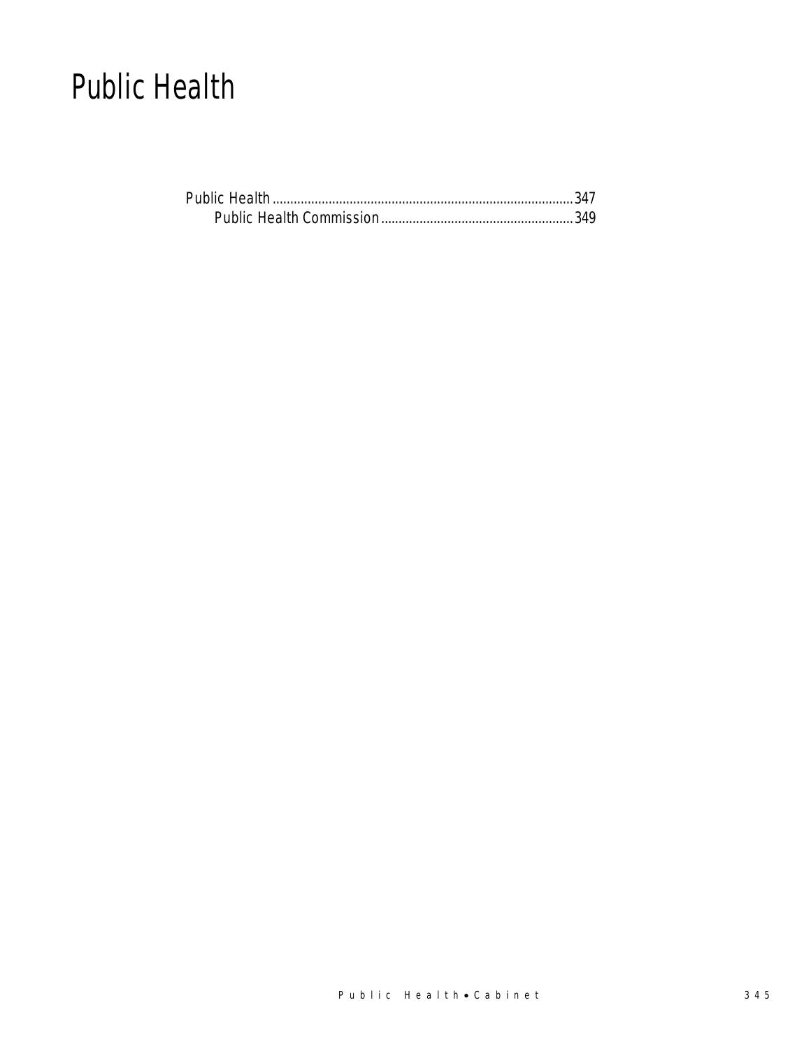# Public Health

Public Health ......................................................................................347
    Public Health Commission.......................................................349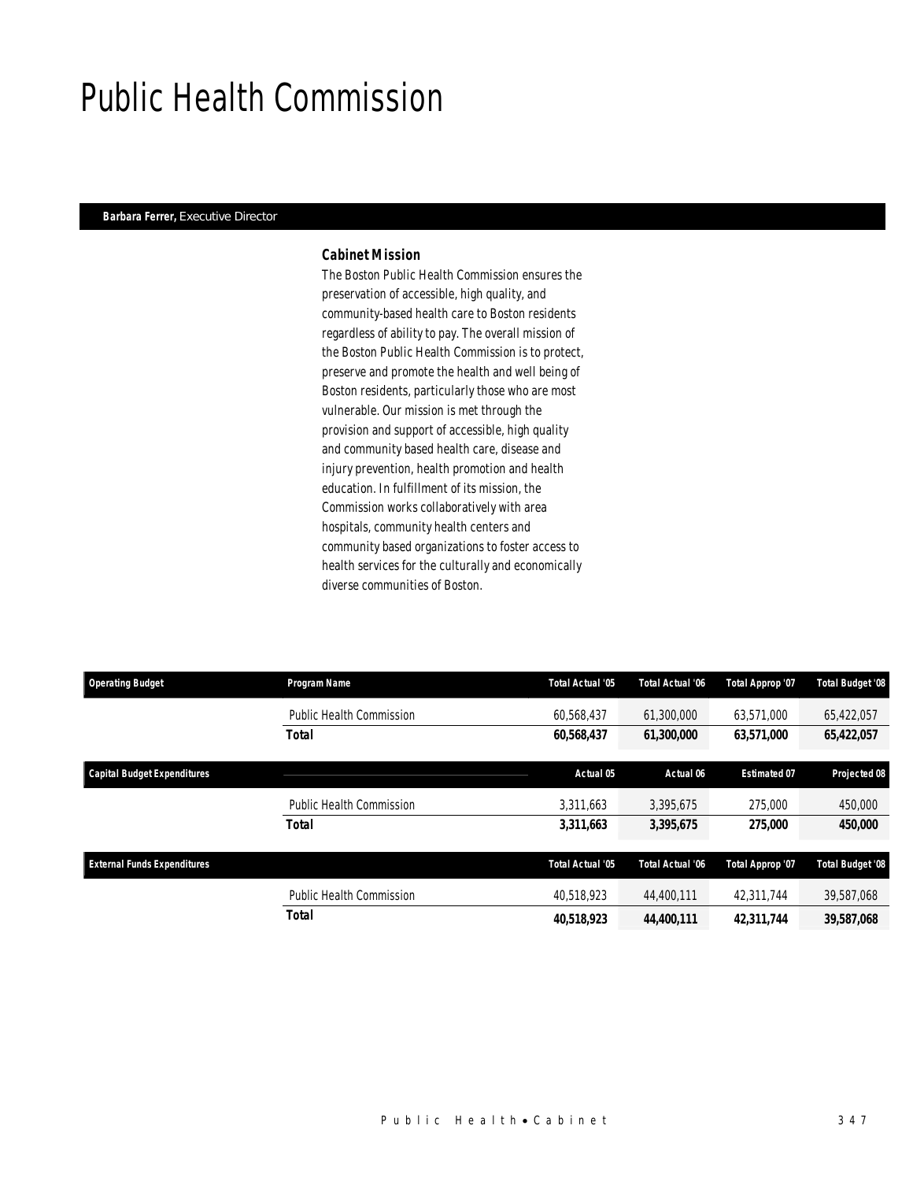# Public Health Commission

**Barbara Ferrer,** Executive Director

### *Cabinet Mission*

*The Boston Public Health Commission ensures the preservation of accessible, high quality, and community-based health care to Boston residents regardless of ability to pay. The overall mission of the Boston Public Health Commission is to protect, preserve and promote the health and well being of Boston residents, particularly those who are most vulnerable. Our mission is met through the provision and support of accessible, high quality and community based health care, disease and injury prevention, health promotion and health education. In fulfillment of its mission, the Commission works collaboratively with area hospitals, community health centers and community based organizations to foster access to health services for the culturally and economically diverse communities of Boston.*

| Operating Budget | Program Name | Total Actual '05 | Total Actual '06 | Total Approp '07 | Total Budget '08 |
|---|---|---|---|---|---|
| | Public Health Commission | 60,568,437 | 61,300,000 | 63,571,000 | 65,422,057 |
| | **Total** | **60,568,437** | **61,300,000** | **63,571,000** | **65,422,057** |

| Capital Budget Expenditures | | Actual 05 | Actual 06 | Estimated 07 | Projected 08 |
|---|---|---|---|---|---|
| | Public Health Commission | 3,311,663 | 3,395,675 | 275,000 | 450,000 |
| | **Total** | **3,311,663** | **3,395,675** | **275,000** | **450,000** |

| External Funds Expenditures | | Total Actual '05 | Total Actual '06 | Total Approp '07 | Total Budget '08 |
|---|---|---|---|---|---|
| | Public Health Commission | 40,518,923 | 44,400,111 | 42,311,744 | 39,587,068 |
| | **Total** | **40,518,923** | **44,400,111** | **42,311,744** | **39,587,068** |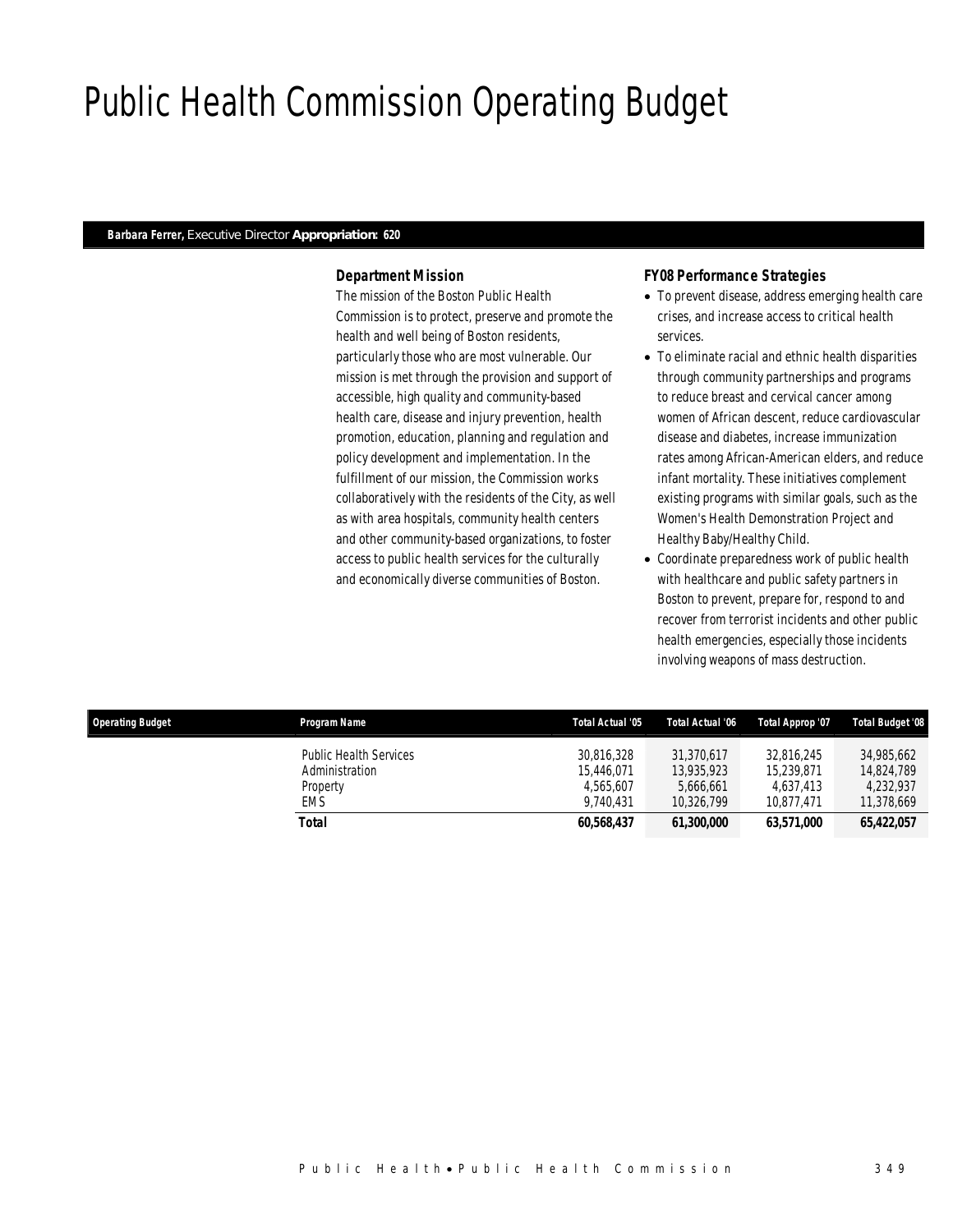# Public Health Commission Operating Budget

**Barbara Ferrer,** Executive Director **Appropriation: 620**

### *Department Mission*

*The mission of the Boston Public Health Commission is to protect, preserve and promote the health and well being of Boston residents, particularly those who are most vulnerable. Our mission is met through the provision and support of accessible, high quality and community-based health care, disease and injury prevention, health promotion, education, planning and regulation and policy development and implementation. In the fulfillment of our mission, the Commission works collaboratively with the residents of the City, as well as with area hospitals, community health centers and other community-based organizations, to foster access to public health services for the culturally and economically diverse communities of Boston.*

### *FY08 Performance Strategies*

- *To prevent disease, address emerging health care crises, and increase access to critical health services.*
- *To eliminate racial and ethnic health disparities through community partnerships and programs to reduce breast and cervical cancer among women of African descent, reduce cardiovascular disease and diabetes, increase immunization rates among African-American elders, and reduce infant mortality. These initiatives complement existing programs with similar goals, such as the Women's Health Demonstration Project and Healthy Baby/Healthy Child.*
- *Coordinate preparedness work of public health with healthcare and public safety partners in Boston to prevent, prepare for, respond to and recover from terrorist incidents and other public health emergencies, especially those incidents involving weapons of mass destruction.*

| Operating Budget | Program Name | Total Actual '05 | Total Actual '06 | Total Approp '07 | Total Budget '08 |
|---|---|---|---|---|---|
| | Public Health Services | 30,816,328 | 31,370,617 | 32,816,245 | 34,985,662 |
| | Administration | 15,446,071 | 13,935,923 | 15,239,871 | 14,824,789 |
| | Property | 4,565,607 | 5,666,661 | 4,637,413 | 4,232,937 |
| | EMS | 9,740,431 | 10,326,799 | 10,877,471 | 11,378,669 |
| | **Total** | **60,568,437** | **61,300,000** | **63,571,000** | **65,422,057** |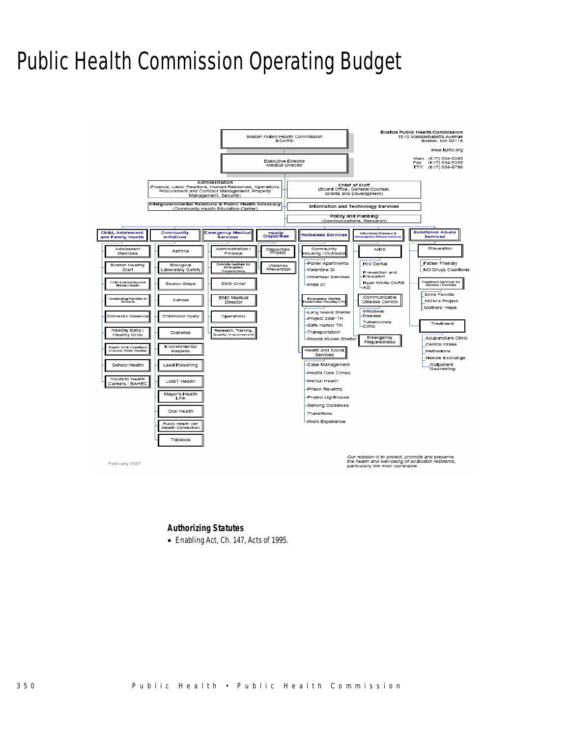# Public Health Commission Operating Budget

Boston Public Health Commission
1010 Massachusetts Avenue
Boston, MA 02118

www.bphc.org

Main: (617) 534-5395
Fax: (617) 534-5358
TTY: (617) 534-9799

- Boston Public Health Commission BOARD
  - Executive Director / Medical Director
    - Administration (Finance, Labor Relations, Human Resources, Operations, Procurement and Contract Management, Property Management, Security)
    - Intergovernmental Relations & Public Health Advocacy (Community Health Education Center)
    - Chief of Staff (Board Office, General Counsel, Grants and Development)
    - Information and Technology Services
    - Policy and Planning (Communications, Research)

**Child, Adolescent and Family Health**
- Adolescent Wellness
- Boston Healthy Start
- Child and Adolescent Mental Health
- Connecting Families to Schools
- Domestic Violence
- Healthy Baby / Healthy Child
- Reach 2010 Coalitions (Cancer, Elder Health)
- School Health
- Youth to Health Careers / BAHEC

**Community Initiatives**
- Asthma
- Biological Laboratory Safety
- Boston Steps
- Cancer
- Childhood Injury
- Diabetes
- Environmental Hazards
- Lead Poisoning
- LGBT Health
- Mayor's Health Line
- Oral Health
- Public Health Van (Health Connection)
- Tobacco

**Emergency Medical Services**
- Administration / Finance
- DelValle Institute for Emergency Preparedness
- EMS Chief
- EMS Medical Director
- Operations
- Research, Training, Quality Improvement

**Health Disparities**
- Disparities Project
- Violence Prevention

**Homeless Services**
- Community Housing / Outreach
  - Porter Apartments
  - Valentine St
  - Volunteer Services
  - Wise St
- Emergency Shelter/ Transitional Housing (TH)
  - Long Island Shelter
  - Project Soar TH
  - Safe Harbor TH
  - Transportation
  - Woods Mullen Shelter
- Health and Social Services
  - Case Management
  - Health Care Clinics
  - Mental Health
  - Prison Re-entry
  - Project Lighthouse
  - Serving Ourselves
  - Transitions
  - Work Experience

**Infectious Disease & Emergency Preparedness**
- AIDS
  - HIV Dental
  - Prevention and Education
  - Ryan White CARE Act
- Communicable Disease Control
  - Infectious Disease
  - Tuberculosis Clinic
- Emergency Preparedness

**Substance Abuse Services**
- Prevention
  - Father Friendly
  - NO Drugs Coalitions
- Treatment Services for Women / Families
  - Entre Familia
  - MOM's Project
  - Mothers' Hope
- Treatment
  - Acupuncture Clinic
  - Central Intake
  - Methadone
  - Needle Exchange
  - Outpatient Counseling

February 2007

*Our mission is to protect, promote and preserve the health and well-being of all Boston residents, particularly the most vulnerable.*

### Authorizing Statutes

- Enabling Act, Ch. 147, Acts of 1995.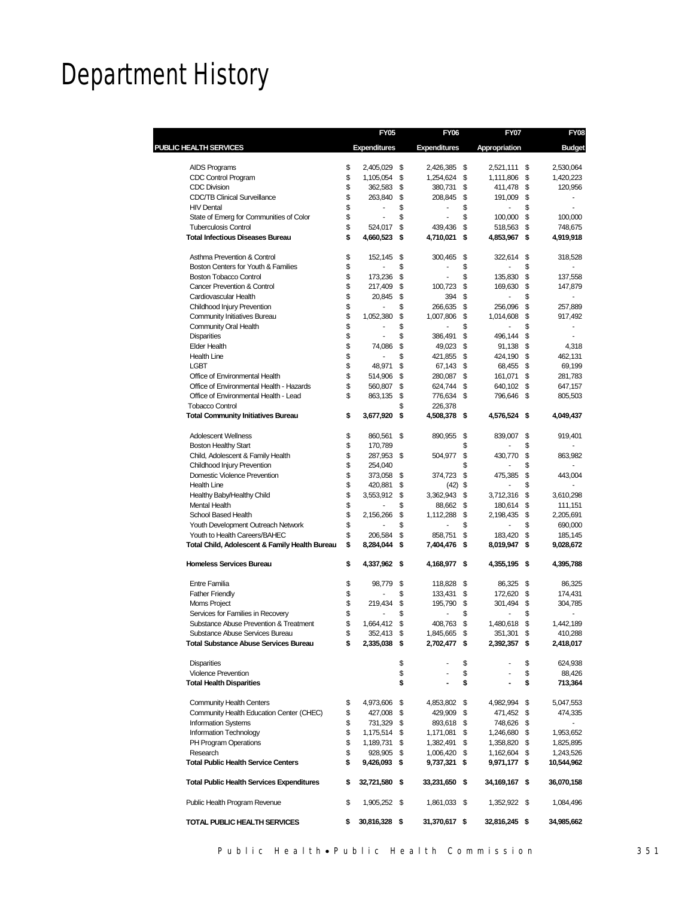# Department History

| PUBLIC HEALTH SERVICES | FY05 Expenditures | FY06 Expenditures | FY07 Appropriation | FY08 Budget |
|---|---|---|---|---|
| AIDS Programs | $ 2,405,029 | $ 2,426,385 | $ 2,521,111 | $ 2,530,064 |
| CDC Control Program | $ 1,105,054 | $ 1,254,624 | $ 1,111,806 | $ 1,420,223 |
| CDC Division | $ 362,583 | $ 380,731 | $ 411,478 | $ 120,956 |
| CDC/TB Clinical Surveillance | $ 263,840 | $ 208,845 | $ 191,009 | $ - |
| HIV Dental | $ - | $ - | $ - | $ - |
| State of Emerg for Communities of Color | $ - | $ - | $ 100,000 | $ 100,000 |
| Tuberculosis Control | $ 524,017 | $ 439,436 | $ 518,563 | $ 748,675 |
| **Total Infectious Diseases Bureau** | **$ 4,660,523** | **$ 4,710,021** | **$ 4,853,967** | **$ 4,919,918** |
| Asthma Prevention & Control | $ 152,145 | $ 300,465 | $ 322,614 | $ 318,528 |
| Boston Centers for Youth & Families | $ - | $ - | $ - | $ - |
| Boston Tobacco Control | $ 173,236 | $ - | $ 135,830 | $ 137,558 |
| Cancer Prevention & Control | $ 217,409 | $ 100,723 | $ 169,630 | $ 147,879 |
| Cardiovascular Health | $ 20,845 | $ 394 | $ - | $ - |
| Childhood Injury Prevention | $ - | $ 266,635 | $ 256,096 | $ 257,889 |
| Community Initiatives Bureau | $ 1,052,380 | $ 1,007,806 | $ 1,014,608 | $ 917,492 |
| Community Oral Health | $ - | $ - | $ - | $ - |
| Disparities | $ - | $ 386,491 | $ 496,144 | $ - |
| Elder Health | $ 74,086 | $ 49,023 | $ 91,138 | $ 4,318 |
| Health Line | $ - | $ 421,855 | $ 424,190 | $ 462,131 |
| LGBT | $ 48,971 | $ 67,143 | $ 68,455 | $ 69,199 |
| Office of Environmental Health | $ 514,906 | $ 280,087 | $ 161,071 | $ 281,783 |
| Office of Environmental Health - Hazards | $ 560,807 | $ 624,744 | $ 640,102 | $ 647,157 |
| Office of Environmental Health - Lead | $ 863,135 | $ 776,634 | $ 796,646 | $ 805,503 |
| Tobacco Control | | $ 226,378 | | |
| **Total Community Initiatives Bureau** | **$ 3,677,920** | **$ 4,508,378** | **$ 4,576,524** | **$ 4,049,437** |
| Adolescent Wellness | $ 860,561 | $ 890,955 | $ 839,007 | $ 919,401 |
| Boston Healthy Start | $ 170,789 | | $ - | $ - |
| Child, Adolescent & Family Health | $ 287,953 | $ 504,977 | $ 430,770 | $ 863,982 |
| Childhood Injury Prevention | $ 254,040 | | $ - | $ - |
| Domestic Violence Prevention | $ 373,058 | $ 374,723 | $ 475,385 | $ 443,004 |
| Health Line | $ 420,881 | $ (42) | $ - | $ - |
| Healthy Baby/Healthy Child | $ 3,553,912 | $ 3,362,943 | $ 3,712,316 | $ 3,610,298 |
| Mental Health | $ - | $ 88,662 | $ 180,614 | $ 111,151 |
| School Based Health | $ 2,156,266 | $ 1,112,288 | $ 2,198,435 | $ 2,205,691 |
| Youth Development Outreach Network | $ - | $ - | $ - | $ 690,000 |
| Youth to Health Careers/BAHEC | $ 206,584 | $ 858,751 | $ 183,420 | $ 185,145 |
| **Total Child, Adolescent & Family Health Bureau** | **$ 8,284,044** | **$ 7,404,476** | **$ 8,019,947** | **$ 9,028,672** |
| **Homeless Services Bureau** | **$ 4,337,962** | **$ 4,168,977** | **$ 4,355,195** | **$ 4,395,788** |
| Entre Familia | $ 98,779 | $ 118,828 | $ 86,325 | $ 86,325 |
| Father Friendly | $ - | $ 133,431 | $ 172,620 | $ 174,431 |
| Moms Project | $ 219,434 | $ 195,790 | $ 301,494 | $ 304,785 |
| Services for Families in Recovery | $ - | $ - | $ - | $ - |
| Substance Abuse Prevention & Treatment | $ 1,664,412 | $ 408,763 | $ 1,480,618 | $ 1,442,189 |
| Substance Abuse Services Bureau | $ 352,413 | $ 1,845,665 | $ 351,301 | $ 410,288 |
| **Total Substance Abuse Services Bureau** | **$ 2,335,038** | **$ 2,702,477** | **$ 2,392,357** | **$ 2,418,017** |
| Disparities | | $ - | $ - | $ 624,938 |
| Violence Prevention | | $ - | $ - | $ 88,426 |
| **Total Health Disparities** | | **$ -** | **$ -** | **$ 713,364** |
| Community Health Centers | $ 4,973,606 | $ 4,853,802 | $ 4,982,994 | $ 5,047,553 |
| Community Health Education Center (CHEC) | $ 427,008 | $ 429,909 | $ 471,452 | $ 474,335 |
| Information Systems | $ 731,329 | $ 893,618 | $ 748,626 | $ - |
| Information Technology | $ 1,175,514 | $ 1,171,081 | $ 1,246,680 | $ 1,953,652 |
| PH Program Operations | $ 1,189,731 | $ 1,382,491 | $ 1,358,820 | $ 1,825,895 |
| Research | $ 928,905 | $ 1,006,420 | $ 1,162,604 | $ 1,243,526 |
| **Total Public Health Service Centers** | **$ 9,426,093** | **$ 9,737,321** | **$ 9,971,177** | **$ 10,544,962** |
| **Total Public Health Services Expenditures** | **$ 32,721,580** | **$ 33,231,650** | **$ 34,169,167** | **$ 36,070,158** |
| Public Health Program Revenue | $ 1,905,252 | $ 1,861,033 | $ 1,352,922 | $ 1,084,496 |
| **TOTAL PUBLIC HEALTH SERVICES** | **$ 30,816,328** | **$ 31,370,617** | **$ 32,816,245** | **$ 34,985,662** |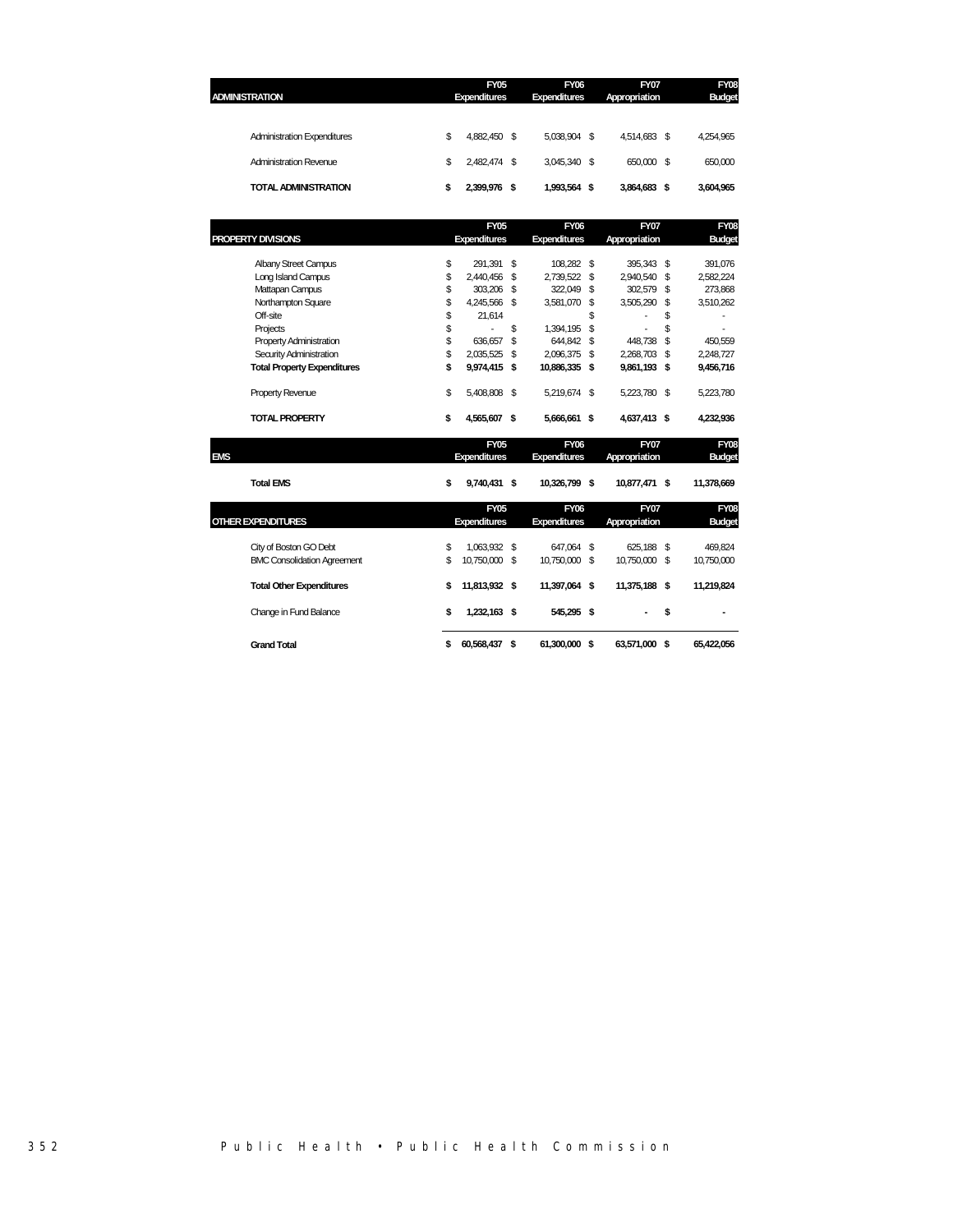| ADMINISTRATION | FY05 Expenditures | FY06 Expenditures | FY07 Appropriation | FY08 Budget |
|---|---|---|---|---|
| Administration Expenditures | $ 4,882,450 | $ 5,038,904 | $ 4,514,683 | $ 4,254,965 |
| Administration Revenue | $ 2,482,474 | $ 3,045,340 | $ 650,000 | $ 650,000 |
| **TOTAL ADMINISTRATION** | **$ 2,399,976** | **$ 1,993,564** | **$ 3,864,683** | **$ 3,604,965** |

| PROPERTY DIVISIONS | FY05 Expenditures | FY06 Expenditures | FY07 Appropriation | FY08 Budget |
|---|---|---|---|---|
| Albany Street Campus | $ 291,391 | $ 108,282 | $ 395,343 | $ 391,076 |
| Long Island Campus | $ 2,440,456 | $ 2,739,522 | $ 2,940,540 | $ 2,582,224 |
| Mattapan Campus | $ 303,206 | $ 322,049 | $ 302,579 | $ 273,868 |
| Northampton Square | $ 4,245,566 | $ 3,581,070 | $ 3,505,290 | $ 3,510,262 |
| Off-site | $ 21,614 | | $ - | $ - |
| Projects | $ - | $ 1,394,195 | $ - | $ - |
| Property Administration | $ 636,657 | $ 644,842 | $ 448,738 | $ 450,559 |
| Security Administration | $ 2,035,525 | $ 2,096,375 | $ 2,268,703 | $ 2,248,727 |
| **Total Property Expenditures** | **$ 9,974,415** | **$ 10,886,335** | **$ 9,861,193** | **$ 9,456,716** |
| Property Revenue | $ 5,408,808 | $ 5,219,674 | $ 5,223,780 | $ 5,223,780 |
| **TOTAL PROPERTY** | **$ 4,565,607** | **$ 5,666,661** | **$ 4,637,413** | **$ 4,232,936** |

| EMS | FY05 Expenditures | FY06 Expenditures | FY07 Appropriation | FY08 Budget |
|---|---|---|---|---|
| **Total EMS** | **$ 9,740,431** | **$ 10,326,799** | **$ 10,877,471** | **$ 11,378,669** |

| OTHER EXPENDITURES | FY05 Expenditures | FY06 Expenditures | FY07 Appropriation | FY08 Budget |
|---|---|---|---|---|
| City of Boston GO Debt | $ 1,063,932 | $ 647,064 | $ 625,188 | $ 469,824 |
| BMC Consolidation Agreement | $ 10,750,000 | $ 10,750,000 | $ 10,750,000 | $ 10,750,000 |
| **Total Other Expenditures** | **$ 11,813,932** | **$ 11,397,064** | **$ 11,375,188** | **$ 11,219,824** |
| Change in Fund Balance | **$ 1,232,163** | **$ 545,295** | **$ -** | **$ -** |
| **Grand Total** | **$ 60,568,437** | **$ 61,300,000** | **$ 63,571,000** | **$ 65,422,056** |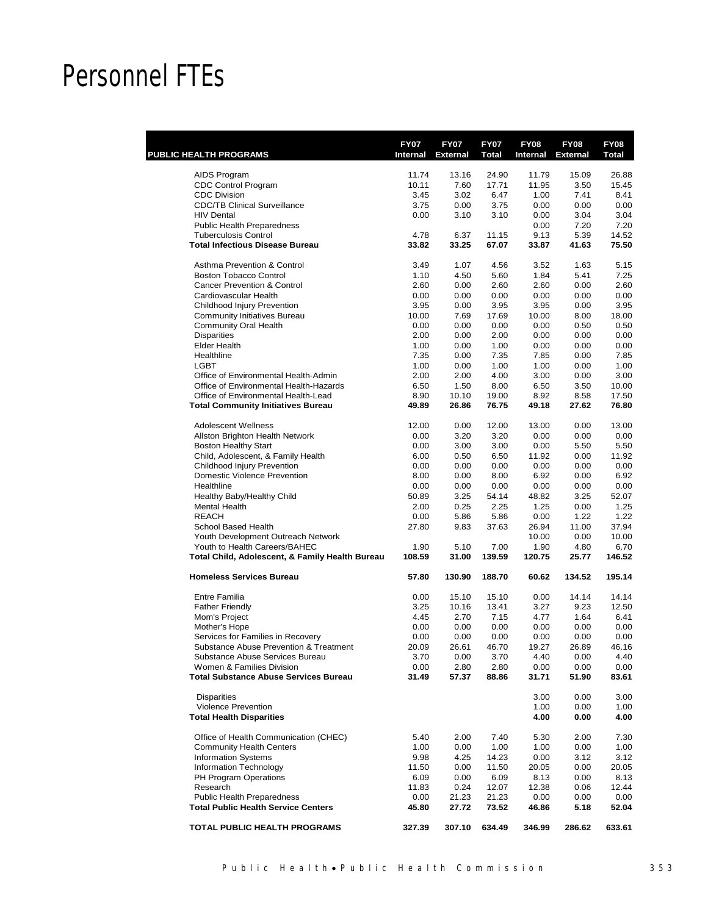# Personnel FTEs

| PUBLIC HEALTH PROGRAMS | FY07 Internal | FY07 External | FY07 Total | FY08 Internal | FY08 External | FY08 Total |
|---|---|---|---|---|---|---|
| AIDS Program | 11.74 | 13.16 | 24.90 | 11.79 | 15.09 | 26.88 |
| CDC Control Program | 10.11 | 7.60 | 17.71 | 11.95 | 3.50 | 15.45 |
| CDC Division | 3.45 | 3.02 | 6.47 | 1.00 | 7.41 | 8.41 |
| CDC/TB Clinical Surveillance | 3.75 | 0.00 | 3.75 | 0.00 | 0.00 | 0.00 |
| HIV Dental | 0.00 | 3.10 | 3.10 | 0.00 | 3.04 | 3.04 |
| Public Health Preparedness | | | | 0.00 | 7.20 | 7.20 |
| Tuberculosis Control | 4.78 | 6.37 | 11.15 | 9.13 | 5.39 | 14.52 |
| **Total Infectious Disease Bureau** | **33.82** | **33.25** | **67.07** | **33.87** | **41.63** | **75.50** |
| Asthma Prevention & Control | 3.49 | 1.07 | 4.56 | 3.52 | 1.63 | 5.15 |
| Boston Tobacco Control | 1.10 | 4.50 | 5.60 | 1.84 | 5.41 | 7.25 |
| Cancer Prevention & Control | 2.60 | 0.00 | 2.60 | 2.60 | 0.00 | 2.60 |
| Cardiovascular Health | 0.00 | 0.00 | 0.00 | 0.00 | 0.00 | 0.00 |
| Childhood Injury Prevention | 3.95 | 0.00 | 3.95 | 3.95 | 0.00 | 3.95 |
| Community Initiatives Bureau | 10.00 | 7.69 | 17.69 | 10.00 | 8.00 | 18.00 |
| Community Oral Health | 0.00 | 0.00 | 0.00 | 0.00 | 0.50 | 0.50 |
| Disparities | 2.00 | 0.00 | 2.00 | 0.00 | 0.00 | 0.00 |
| Elder Health | 1.00 | 0.00 | 1.00 | 0.00 | 0.00 | 0.00 |
| Healthline | 7.35 | 0.00 | 7.35 | 7.85 | 0.00 | 7.85 |
| LGBT | 1.00 | 0.00 | 1.00 | 1.00 | 0.00 | 1.00 |
| Office of Environmental Health-Admin | 2.00 | 2.00 | 4.00 | 3.00 | 0.00 | 3.00 |
| Office of Environmental Health-Hazards | 6.50 | 1.50 | 8.00 | 6.50 | 3.50 | 10.00 |
| Office of Environmental Health-Lead | 8.90 | 10.10 | 19.00 | 8.92 | 8.58 | 17.50 |
| **Total Community Initiatives Bureau** | **49.89** | **26.86** | **76.75** | **49.18** | **27.62** | **76.80** |
| Adolescent Wellness | 12.00 | 0.00 | 12.00 | 13.00 | 0.00 | 13.00 |
| Allston Brighton Health Network | 0.00 | 3.20 | 3.20 | 0.00 | 0.00 | 0.00 |
| Boston Healthy Start | 0.00 | 3.00 | 3.00 | 0.00 | 5.50 | 5.50 |
| Child, Adolescent, & Family Health | 6.00 | 0.50 | 6.50 | 11.92 | 0.00 | 11.92 |
| Childhood Injury Prevention | 0.00 | 0.00 | 0.00 | 0.00 | 0.00 | 0.00 |
| Domestic Violence Prevention | 8.00 | 0.00 | 8.00 | 6.92 | 0.00 | 6.92 |
| Healthline | 0.00 | 0.00 | 0.00 | 0.00 | 0.00 | 0.00 |
| Healthy Baby/Healthy Child | 50.89 | 3.25 | 54.14 | 48.82 | 3.25 | 52.07 |
| Mental Health | 2.00 | 0.25 | 2.25 | 1.25 | 0.00 | 1.25 |
| REACH | 0.00 | 5.86 | 5.86 | 0.00 | 1.22 | 1.22 |
| School Based Health | 27.80 | 9.83 | 37.63 | 26.94 | 11.00 | 37.94 |
| Youth Development Outreach Network | | | | 10.00 | 0.00 | 10.00 |
| Youth to Health Careers/BAHEC | 1.90 | 5.10 | 7.00 | 1.90 | 4.80 | 6.70 |
| **Total Child, Adolescent, & Family Health Bureau** | **108.59** | **31.00** | **139.59** | **120.75** | **25.77** | **146.52** |
| **Homeless Services Bureau** | **57.80** | **130.90** | **188.70** | **60.62** | **134.52** | **195.14** |
| Entre Familia | 0.00 | 15.10 | 15.10 | 0.00 | 14.14 | 14.14 |
| Father Friendly | 3.25 | 10.16 | 13.41 | 3.27 | 9.23 | 12.50 |
| Mom's Project | 4.45 | 2.70 | 7.15 | 4.77 | 1.64 | 6.41 |
| Mother's Hope | 0.00 | 0.00 | 0.00 | 0.00 | 0.00 | 0.00 |
| Services for Families in Recovery | 0.00 | 0.00 | 0.00 | 0.00 | 0.00 | 0.00 |
| Substance Abuse Prevention & Treatment | 20.09 | 26.61 | 46.70 | 19.27 | 26.89 | 46.16 |
| Substance Abuse Services Bureau | 3.70 | 0.00 | 3.70 | 4.40 | 0.00 | 4.40 |
| Women & Families Division | 0.00 | 2.80 | 2.80 | 0.00 | 0.00 | 0.00 |
| **Total Substance Abuse Services Bureau** | **31.49** | **57.37** | **88.86** | **31.71** | **51.90** | **83.61** |
| Disparities | | | | 3.00 | 0.00 | 3.00 |
| Violence Prevention | | | | 1.00 | 0.00 | 1.00 |
| **Total Health Disparities** | | | | **4.00** | **0.00** | **4.00** |
| Office of Health Communication (CHEC) | 5.40 | 2.00 | 7.40 | 5.30 | 2.00 | 7.30 |
| Community Health Centers | 1.00 | 0.00 | 1.00 | 1.00 | 0.00 | 1.00 |
| Information Systems | 9.98 | 4.25 | 14.23 | 0.00 | 3.12 | 3.12 |
| Information Technology | 11.50 | 0.00 | 11.50 | 20.05 | 0.00 | 20.05 |
| PH Program Operations | 6.09 | 0.00 | 6.09 | 8.13 | 0.00 | 8.13 |
| Research | 11.83 | 0.24 | 12.07 | 12.38 | 0.06 | 12.44 |
| Public Health Preparedness | 0.00 | 21.23 | 21.23 | 0.00 | 0.00 | 0.00 |
| **Total Public Health Service Centers** | **45.80** | **27.72** | **73.52** | **46.86** | **5.18** | **52.04** |
| **TOTAL PUBLIC HEALTH PROGRAMS** | **327.39** | **307.10** | **634.49** | **346.99** | **286.62** | **633.61** |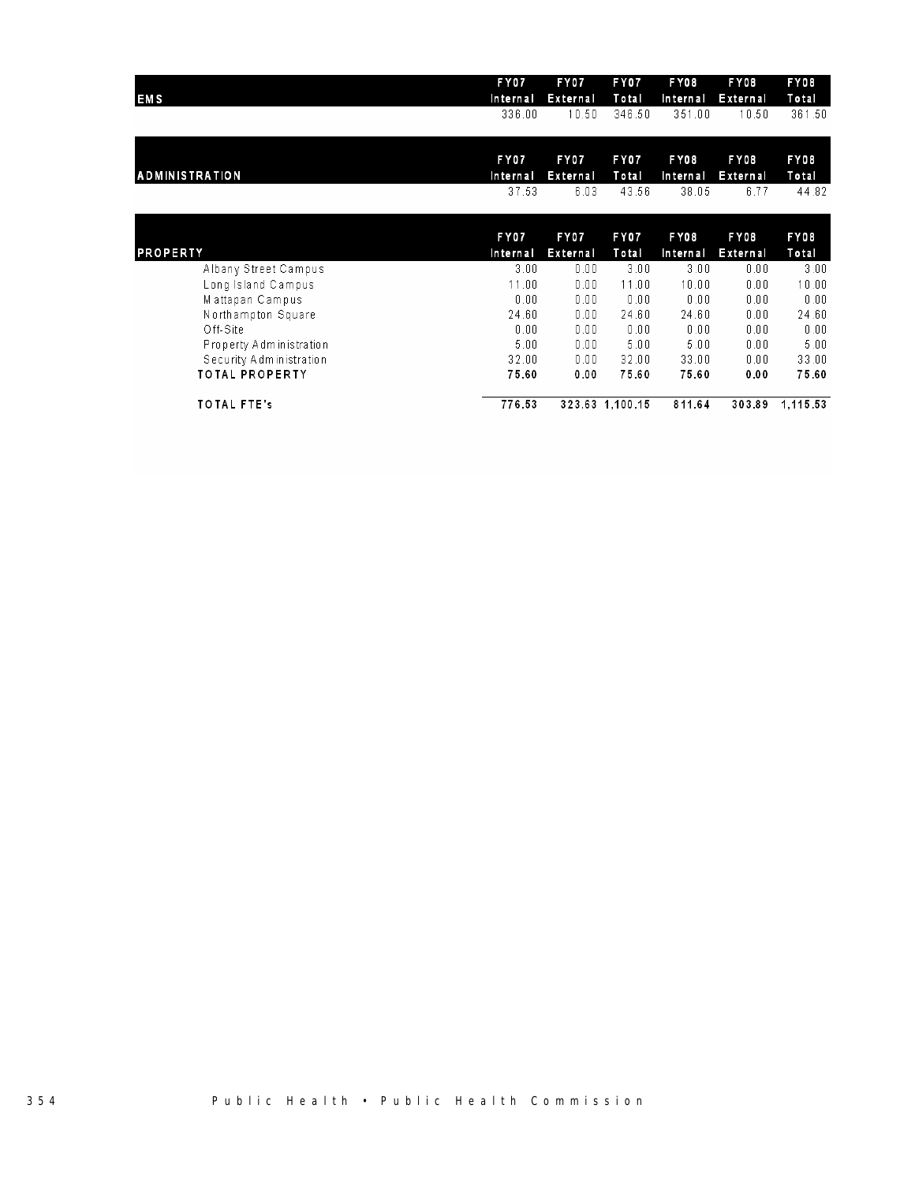| EMS | FY07 Internal | FY07 External | FY07 Total | FY08 Internal | FY08 External | FY08 Total |
|---|---|---|---|---|---|---|
| | 336.00 | 10.50 | 346.50 | 351.00 | 10.50 | 361.50 |

| ADMINISTRATION | FY07 Internal | FY07 External | FY07 Total | FY08 Internal | FY08 External | FY08 Total |
|---|---|---|---|---|---|---|
| | 37.53 | 6.03 | 43.56 | 38.05 | 6.77 | 44.82 |

| PROPERTY | FY07 Internal | FY07 External | FY07 Total | FY08 Internal | FY08 External | FY08 Total |
|---|---|---|---|---|---|---|
| Albany Street Campus | 3.00 | 0.00 | 3.00 | 3.00 | 0.00 | 3.00 |
| Long Island Campus | 11.00 | 0.00 | 11.00 | 10.00 | 0.00 | 10.00 |
| Mattapan Campus | 0.00 | 0.00 | 0.00 | 0.00 | 0.00 | 0.00 |
| Northampton Square | 24.60 | 0.00 | 24.60 | 24.60 | 0.00 | 24.60 |
| Off-Site | 0.00 | 0.00 | 0.00 | 0.00 | 0.00 | 0.00 |
| Property Administration | 5.00 | 0.00 | 5.00 | 5.00 | 0.00 | 5.00 |
| Security Administration | 32.00 | 0.00 | 32.00 | 33.00 | 0.00 | 33.00 |
| **TOTAL PROPERTY** | **75.60** | **0.00** | **75.60** | **75.60** | **0.00** | **75.60** |
| **TOTAL FTE's** | **776.53** | **323.63** | **1,100.15** | **811.64** | **303.89** | **1,115.53** |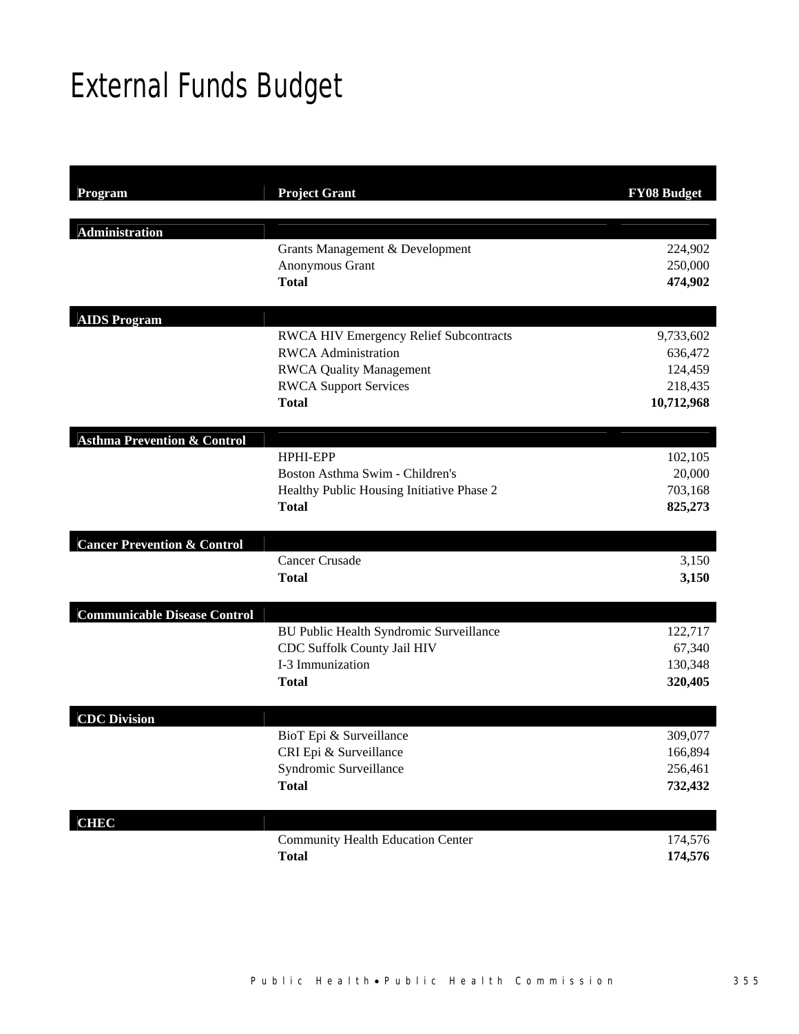# External Funds Budget

| Program | Project Grant | FY08 Budget |
|---|---|---|
| **Administration** | | |
| | Grants Management & Development | 224,902 |
| | Anonymous Grant | 250,000 |
| | **Total** | **474,902** |
| **AIDS Program** | | |
| | RWCA HIV Emergency Relief Subcontracts | 9,733,602 |
| | RWCA Administration | 636,472 |
| | RWCA Quality Management | 124,459 |
| | RWCA Support Services | 218,435 |
| | **Total** | **10,712,968** |
| **Asthma Prevention & Control** | | |
| | HPHI-EPP | 102,105 |
| | Boston Asthma Swim - Children's | 20,000 |
| | Healthy Public Housing Initiative Phase 2 | 703,168 |
| | **Total** | **825,273** |
| **Cancer Prevention & Control** | | |
| | Cancer Crusade | 3,150 |
| | **Total** | **3,150** |
| **Communicable Disease Control** | | |
| | BU Public Health Syndromic Surveillance | 122,717 |
| | CDC Suffolk County Jail HIV | 67,340 |
| | I-3 Immunization | 130,348 |
| | **Total** | **320,405** |
| **CDC Division** | | |
| | BioT Epi & Surveillance | 309,077 |
| | CRI Epi & Surveillance | 166,894 |
| | Syndromic Surveillance | 256,461 |
| | **Total** | **732,432** |
| **CHEC** | | |
| | Community Health Education Center | 174,576 |
| | **Total** | **174,576** |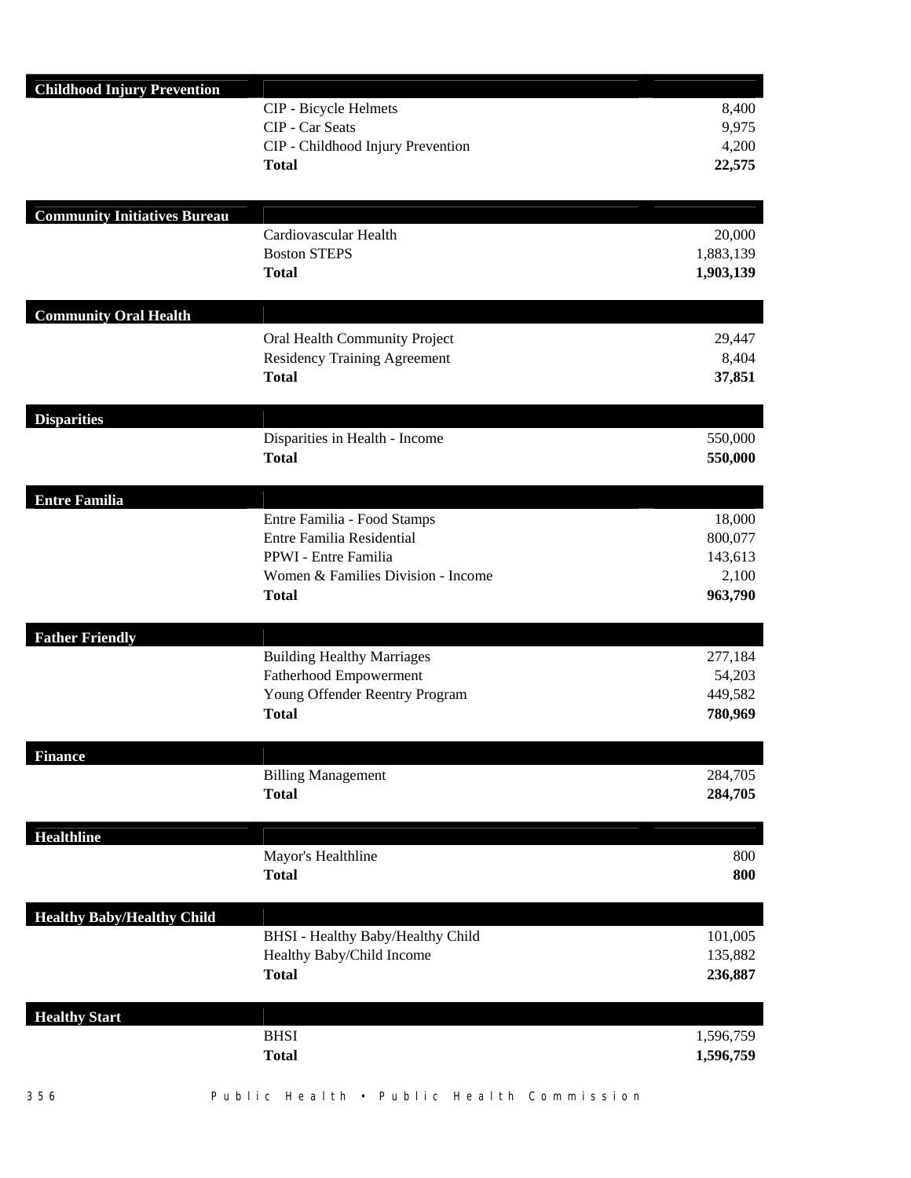| Childhood Injury Prevention | | |
|---|---|---|
| | CIP - Bicycle Helmets | 8,400 |
| | CIP - Car Seats | 9,975 |
| | CIP - Childhood Injury Prevention | 4,200 |
| | **Total** | **22,575** |

| Community Initiatives Bureau | | |
|---|---|---|
| | Cardiovascular Health | 20,000 |
| | Boston STEPS | 1,883,139 |
| | **Total** | **1,903,139** |

| Community Oral Health | | |
|---|---|---|
| | Oral Health Community Project | 29,447 |
| | Residency Training Agreement | 8,404 |
| | **Total** | **37,851** |

| Disparities | | |
|---|---|---|
| | Disparities in Health - Income | 550,000 |
| | **Total** | **550,000** |

| Entre Familia | | |
|---|---|---|
| | Entre Familia - Food Stamps | 18,000 |
| | Entre Familia Residential | 800,077 |
| | PPWI - Entre Familia | 143,613 |
| | Women & Families Division - Income | 2,100 |
| | **Total** | **963,790** |

| Father Friendly | | |
|---|---|---|
| | Building Healthy Marriages | 277,184 |
| | Fatherhood Empowerment | 54,203 |
| | Young Offender Reentry Program | 449,582 |
| | **Total** | **780,969** |

| Finance | | |
|---|---|---|
| | Billing Management | 284,705 |
| | **Total** | **284,705** |

| Healthline | | |
|---|---|---|
| | Mayor's Healthline | 800 |
| | **Total** | **800** |

| Healthy Baby/Healthy Child | | |
|---|---|---|
| | BHSI - Healthy Baby/Healthy Child | 101,005 |
| | Healthy Baby/Child Income | 135,882 |
| | **Total** | **236,887** |

| Healthy Start | | |
|---|---|---|
| | BHSI | 1,596,759 |
| | **Total** | **1,596,759** |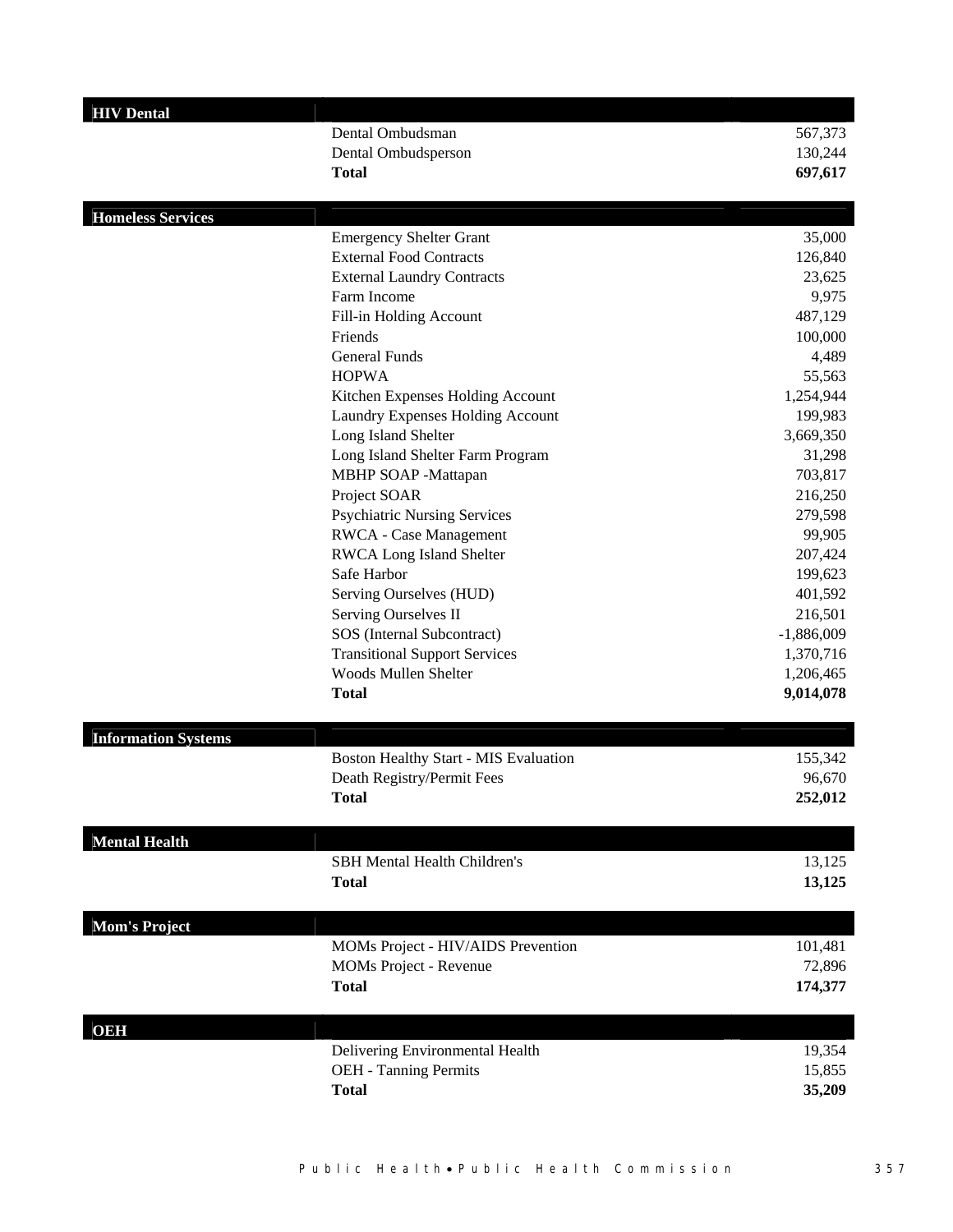| HIV Dental | | |
|---|---|---|
| | Dental Ombudsman | 567,373 |
| | Dental Ombudsperson | 130,244 |
| | **Total** | **697,617** |

| Homeless Services | | |
|---|---|---|
| | Emergency Shelter Grant | 35,000 |
| | External Food Contracts | 126,840 |
| | External Laundry Contracts | 23,625 |
| | Farm Income | 9,975 |
| | Fill-in Holding Account | 487,129 |
| | Friends | 100,000 |
| | General Funds | 4,489 |
| | HOPWA | 55,563 |
| | Kitchen Expenses Holding Account | 1,254,944 |
| | Laundry Expenses Holding Account | 199,983 |
| | Long Island Shelter | 3,669,350 |
| | Long Island Shelter Farm Program | 31,298 |
| | MBHP SOAP -Mattapan | 703,817 |
| | Project SOAR | 216,250 |
| | Psychiatric Nursing Services | 279,598 |
| | RWCA - Case Management | 99,905 |
| | RWCA Long Island Shelter | 207,424 |
| | Safe Harbor | 199,623 |
| | Serving Ourselves (HUD) | 401,592 |
| | Serving Ourselves II | 216,501 |
| | SOS (Internal Subcontract) | -1,886,009 |
| | Transitional Support Services | 1,370,716 |
| | Woods Mullen Shelter | 1,206,465 |
| | **Total** | **9,014,078** |

| Information Systems | | |
|---|---|---|
| | Boston Healthy Start - MIS Evaluation | 155,342 |
| | Death Registry/Permit Fees | 96,670 |
| | **Total** | **252,012** |

| Mental Health | | |
|---|---|---|
| | SBH Mental Health Children's | 13,125 |
| | **Total** | **13,125** |

| Mom's Project | | |
|---|---|---|
| | MOMs Project - HIV/AIDS Prevention | 101,481 |
| | MOMs Project - Revenue | 72,896 |
| | **Total** | **174,377** |

| OEH | | |
|---|---|---|
| | Delivering Environmental Health | 19,354 |
| | OEH - Tanning Permits | 15,855 |
| | **Total** | **35,209** |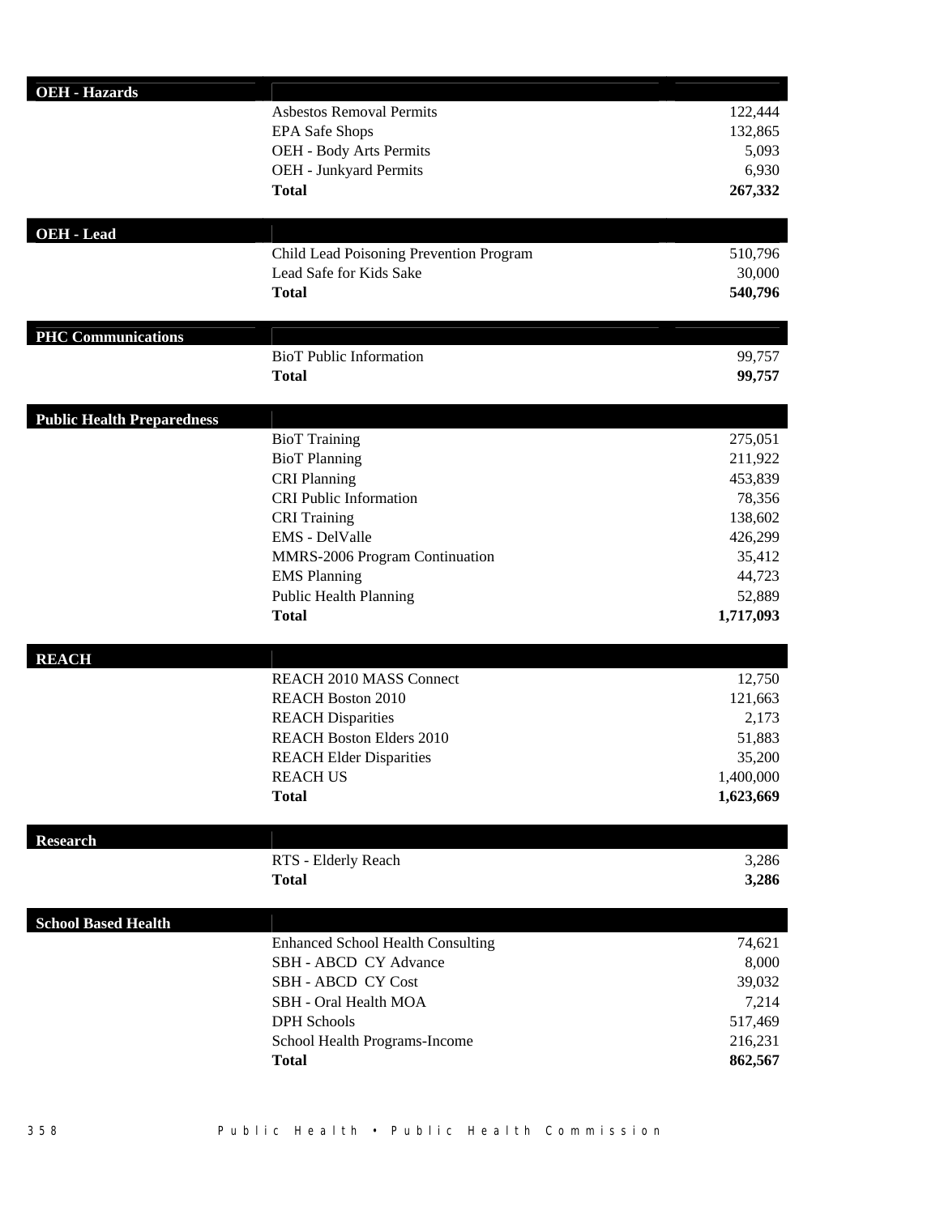| Program | Grant | Amount |
| --- | --- | --- |
| **OEH - Hazards** | | |
| | Asbestos Removal Permits | 122,444 |
| | EPA Safe Shops | 132,865 |
| | OEH - Body Arts Permits | 5,093 |
| | OEH - Junkyard Permits | 6,930 |
| | **Total** | **267,332** |
| **OEH - Lead** | | |
| | Child Lead Poisoning Prevention Program | 510,796 |
| | Lead Safe for Kids Sake | 30,000 |
| | **Total** | **540,796** |
| **PHC Communications** | | |
| | BioT Public Information | 99,757 |
| | **Total** | **99,757** |
| **Public Health Preparedness** | | |
| | BioT Training | 275,051 |
| | BioT Planning | 211,922 |
| | CRI Planning | 453,839 |
| | CRI Public Information | 78,356 |
| | CRI Training | 138,602 |
| | EMS - DelValle | 426,299 |
| | MMRS-2006 Program Continuation | 35,412 |
| | EMS Planning | 44,723 |
| | Public Health Planning | 52,889 |
| | **Total** | **1,717,093** |
| **REACH** | | |
| | REACH 2010 MASS Connect | 12,750 |
| | REACH Boston 2010 | 121,663 |
| | REACH Disparities | 2,173 |
| | REACH Boston Elders 2010 | 51,883 |
| | REACH Elder Disparities | 35,200 |
| | REACH US | 1,400,000 |
| | **Total** | **1,623,669** |
| **Research** | | |
| | RTS - Elderly Reach | 3,286 |
| | **Total** | **3,286** |
| **School Based Health** | | |
| | Enhanced School Health Consulting | 74,621 |
| | SBH - ABCD CY Advance | 8,000 |
| | SBH - ABCD CY Cost | 39,032 |
| | SBH - Oral Health MOA | 7,214 |
| | DPH Schools | 517,469 |
| | School Health Programs-Income | 216,231 |
| | **Total** | **862,567** |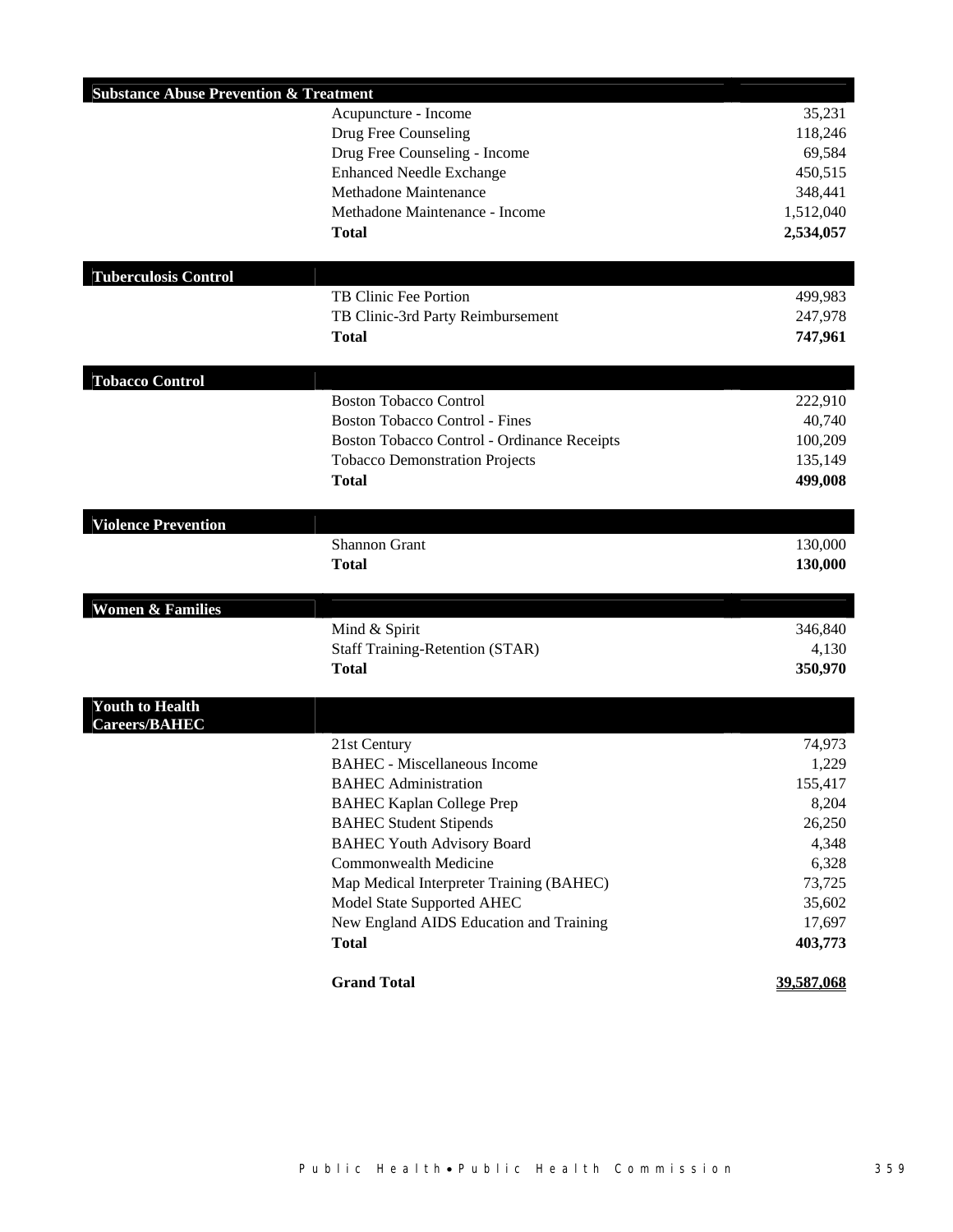| Program | Item | Amount |
|---|---|---|
| **Substance Abuse Prevention & Treatment** | | |
| | Acupuncture - Income | 35,231 |
| | Drug Free Counseling | 118,246 |
| | Drug Free Counseling - Income | 69,584 |
| | Enhanced Needle Exchange | 450,515 |
| | Methadone Maintenance | 348,441 |
| | Methadone Maintenance - Income | 1,512,040 |
| | **Total** | **2,534,057** |
| **Tuberculosis Control** | | |
| | TB Clinic Fee Portion | 499,983 |
| | TB Clinic-3rd Party Reimbursement | 247,978 |
| | **Total** | **747,961** |
| **Tobacco Control** | | |
| | Boston Tobacco Control | 222,910 |
| | Boston Tobacco Control - Fines | 40,740 |
| | Boston Tobacco Control - Ordinance Receipts | 100,209 |
| | Tobacco Demonstration Projects | 135,149 |
| | **Total** | **499,008** |
| **Violence Prevention** | | |
| | Shannon Grant | 130,000 |
| | **Total** | **130,000** |
| **Women & Families** | | |
| | Mind & Spirit | 346,840 |
| | Staff Training-Retention (STAR) | 4,130 |
| | **Total** | **350,970** |
| **Youth to Health Careers/BAHEC** | | |
| | 21st Century | 74,973 |
| | BAHEC - Miscellaneous Income | 1,229 |
| | BAHEC Administration | 155,417 |
| | BAHEC Kaplan College Prep | 8,204 |
| | BAHEC Student Stipends | 26,250 |
| | BAHEC Youth Advisory Board | 4,348 |
| | Commonwealth Medicine | 6,328 |
| | Map Medical Interpreter Training (BAHEC) | 73,725 |
| | Model State Supported AHEC | 35,602 |
| | New England AIDS Education and Training | 17,697 |
| | **Total** | **403,773** |
| | **Grand Total** | **39,587,068** |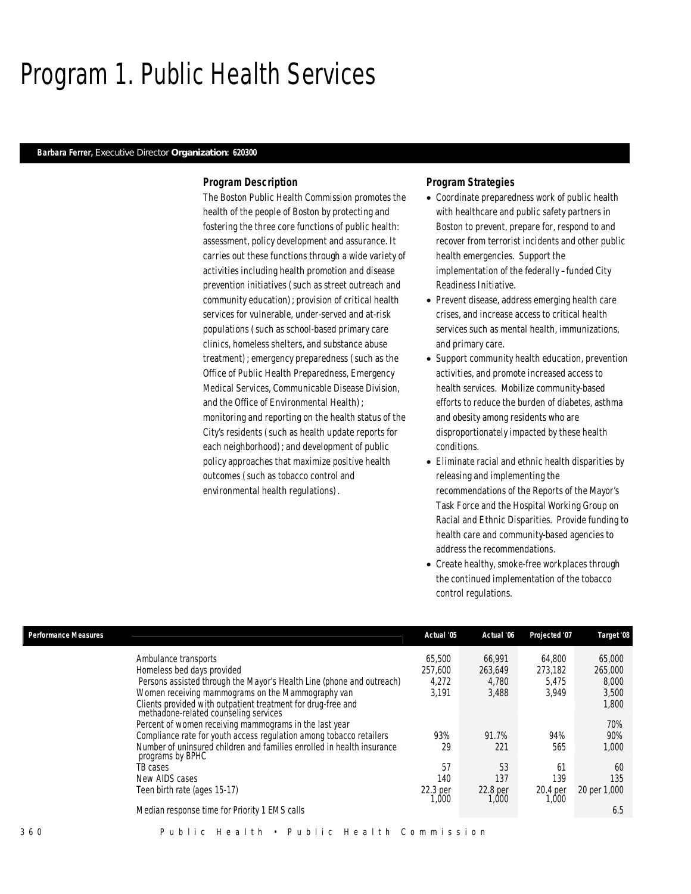# Program 1. Public Health Services

**Barbara Ferrer,** Executive Director **Organization: 620300**

### Program Description

The Boston Public Health Commission promotes the health of the people of Boston by protecting and fostering the three core functions of public health: assessment, policy development and assurance. It carries out these functions through a wide variety of activities including health promotion and disease prevention initiatives (such as street outreach and community education); provision of critical health services for vulnerable, under-served and at-risk populations (such as school-based primary care clinics, homeless shelters, and substance abuse treatment); emergency preparedness (such as the Office of Public Health Preparedness, Emergency Medical Services, Communicable Disease Division, and the Office of Environmental Health); monitoring and reporting on the health status of the City's residents (such as health update reports for each neighborhood); and development of public policy approaches that maximize positive health outcomes (such as tobacco control and environmental health regulations).

### Program Strategies

- Coordinate preparedness work of public health with healthcare and public safety partners in Boston to prevent, prepare for, respond to and recover from terrorist incidents and other public health emergencies. Support the implementation of the federally –funded City Readiness Initiative.
- Prevent disease, address emerging health care crises, and increase access to critical health services such as mental health, immunizations, and primary care.
- Support community health education, prevention activities, and promote increased access to health services. Mobilize community-based efforts to reduce the burden of diabetes, asthma and obesity among residents who are disproportionately impacted by these health conditions.
- Eliminate racial and ethnic health disparities by releasing and implementing the recommendations of the Reports of the Mayor's Task Force and the Hospital Working Group on Racial and Ethnic Disparities. Provide funding to health care and community-based agencies to address the recommendations.
- Create healthy, smoke-free workplaces through the continued implementation of the tobacco control regulations.

| Performance Measures | Actual '05 | Actual '06 | Projected '07 | Target '08 |
|---|---|---|---|---|
| Ambulance transports | 65,500 | 66,991 | 64,800 | 65,000 |
| Homeless bed days provided | 257,600 | 263,649 | 273,182 | 265,000 |
| Persons assisted through the Mayor's Health Line (phone and outreach) | 4,272 | 4,780 | 5,475 | 8,000 |
| Women receiving mammograms on the Mammography van | 3,191 | 3,488 | 3,949 | 3,500 |
| Clients provided with outpatient treatment for drug-free and methadone-related counseling services | | | | 1,800 |
| Percent of women receiving mammograms in the last year | | | | 70% |
| Compliance rate for youth access regulation among tobacco retailers | 93% | 91.7% | 94% | 90% |
| Number of uninsured children and families enrolled in health insurance programs by BPHC | 29 | 221 | 565 | 1,000 |
| TB cases | 57 | 53 | 61 | 60 |
| New AIDS cases | 140 | 137 | 139 | 135 |
| Teen birth rate (ages 15-17) | 22.3 per 1,000 | 22.8 per 1,000 | 20.4 per 1,000 | 20 per 1,000 |
| Median response time for Priority 1 EMS calls | | | | 6.5 |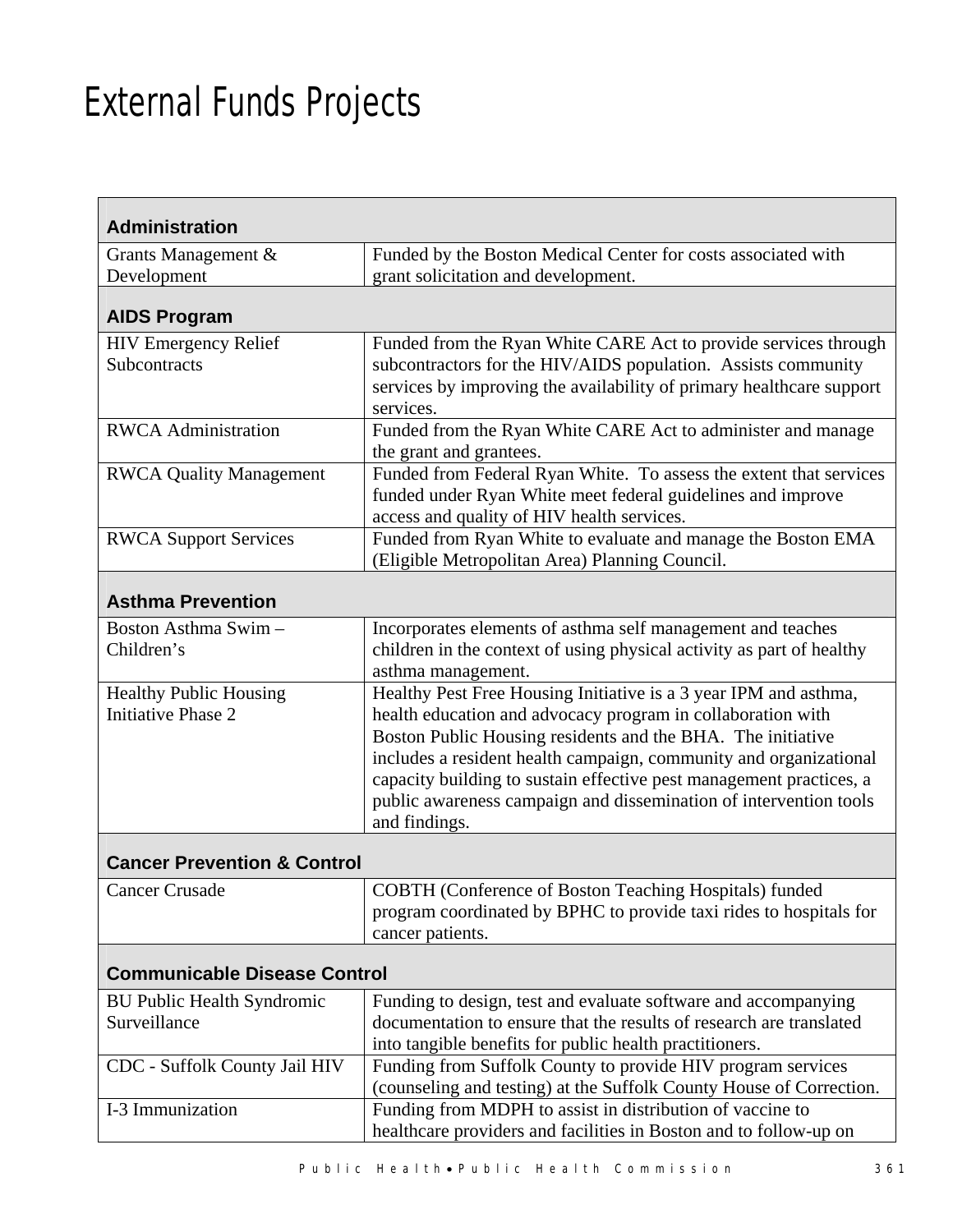# External Funds Projects

| | |
|---|---|
| **Administration** | |
| Grants Management & Development | Funded by the Boston Medical Center for costs associated with grant solicitation and development. |
| **AIDS Program** | |
| HIV Emergency Relief Subcontracts | Funded from the Ryan White CARE Act to provide services through subcontractors for the HIV/AIDS population. Assists community services by improving the availability of primary healthcare support services. |
| RWCA Administration | Funded from the Ryan White CARE Act to administer and manage the grant and grantees. |
| RWCA Quality Management | Funded from Federal Ryan White. To assess the extent that services funded under Ryan White meet federal guidelines and improve access and quality of HIV health services. |
| RWCA Support Services | Funded from Ryan White to evaluate and manage the Boston EMA (Eligible Metropolitan Area) Planning Council. |
| **Asthma Prevention** | |
| Boston Asthma Swim – Children's | Incorporates elements of asthma self management and teaches children in the context of using physical activity as part of healthy asthma management. |
| Healthy Public Housing Initiative Phase 2 | Healthy Pest Free Housing Initiative is a 3 year IPM and asthma, health education and advocacy program in collaboration with Boston Public Housing residents and the BHA. The initiative includes a resident health campaign, community and organizational capacity building to sustain effective pest management practices, a public awareness campaign and dissemination of intervention tools and findings. |
| **Cancer Prevention & Control** | |
| Cancer Crusade | COBTH (Conference of Boston Teaching Hospitals) funded program coordinated by BPHC to provide taxi rides to hospitals for cancer patients. |
| **Communicable Disease Control** | |
| BU Public Health Syndromic Surveillance | Funding to design, test and evaluate software and accompanying documentation to ensure that the results of research are translated into tangible benefits for public health practitioners. |
| CDC - Suffolk County Jail HIV | Funding from Suffolk County to provide HIV program services (counseling and testing) at the Suffolk County House of Correction. |
| I-3 Immunization | Funding from MDPH to assist in distribution of vaccine to healthcare providers and facilities in Boston and to follow-up on |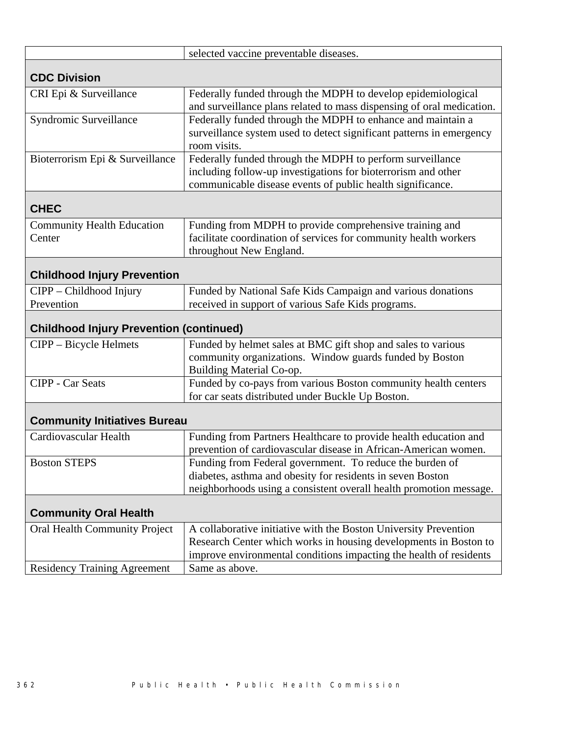| | |
|---|---|
| | selected vaccine preventable diseases. |
| **CDC Division** | |
| CRI Epi & Surveillance | Federally funded through the MDPH to develop epidemiological and surveillance plans related to mass dispensing of oral medication. |
| Syndromic Surveillance | Federally funded through the MDPH to enhance and maintain a surveillance system used to detect significant patterns in emergency room visits. |
| Bioterrorism Epi & Surveillance | Federally funded through the MDPH to perform surveillance including follow-up investigations for bioterrorism and other communicable disease events of public health significance. |
| **CHEC** | |
| Community Health Education Center | Funding from MDPH to provide comprehensive training and facilitate coordination of services for community health workers throughout New England. |
| **Childhood Injury Prevention** | |
| CIPP – Childhood Injury Prevention | Funded by National Safe Kids Campaign and various donations received in support of various Safe Kids programs. |
| **Childhood Injury Prevention (continued)** | |
| CIPP – Bicycle Helmets | Funded by helmet sales at BMC gift shop and sales to various community organizations. Window guards funded by Boston Building Material Co-op. |
| CIPP - Car Seats | Funded by co-pays from various Boston community health centers for car seats distributed under Buckle Up Boston. |
| **Community Initiatives Bureau** | |
| Cardiovascular Health | Funding from Partners Healthcare to provide health education and prevention of cardiovascular disease in African-American women. |
| Boston STEPS | Funding from Federal government. To reduce the burden of diabetes, asthma and obesity for residents in seven Boston neighborhoods using a consistent overall health promotion message. |
| **Community Oral Health** | |
| Oral Health Community Project | A collaborative initiative with the Boston University Prevention Research Center which works in housing developments in Boston to improve environmental conditions impacting the health of residents |
| Residency Training Agreement | Same as above. |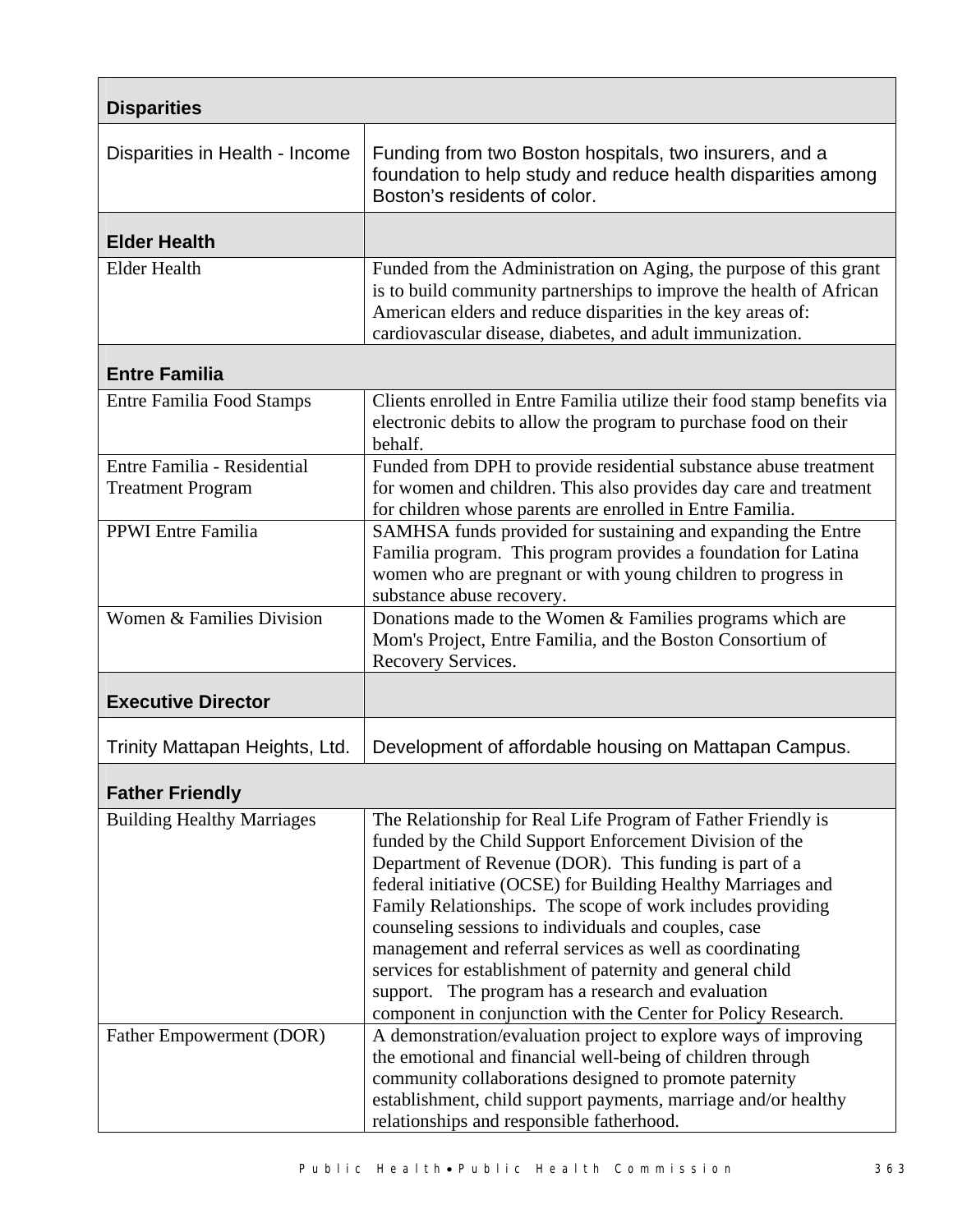| **Disparities** | |
|---|---|
| Disparities in Health - Income | Funding from two Boston hospitals, two insurers, and a foundation to help study and reduce health disparities among Boston's residents of color. |
| **Elder Health** | |
| Elder Health | Funded from the Administration on Aging, the purpose of this grant is to build community partnerships to improve the health of African American elders and reduce disparities in the key areas of: cardiovascular disease, diabetes, and adult immunization. |
| **Entre Familia** | |
| Entre Familia Food Stamps | Clients enrolled in Entre Familia utilize their food stamp benefits via electronic debits to allow the program to purchase food on their behalf. |
| Entre Familia - Residential Treatment Program | Funded from DPH to provide residential substance abuse treatment for women and children. This also provides day care and treatment for children whose parents are enrolled in Entre Familia. |
| PPWI Entre Familia | SAMHSA funds provided for sustaining and expanding the Entre Familia program. This program provides a foundation for Latina women who are pregnant or with young children to progress in substance abuse recovery. |
| Women & Families Division | Donations made to the Women & Families programs which are Mom's Project, Entre Familia, and the Boston Consortium of Recovery Services. |
| **Executive Director** | |
| Trinity Mattapan Heights, Ltd. | Development of affordable housing on Mattapan Campus. |
| **Father Friendly** | |
| Building Healthy Marriages | The Relationship for Real Life Program of Father Friendly is funded by the Child Support Enforcement Division of the Department of Revenue (DOR). This funding is part of a federal initiative (OCSE) for Building Healthy Marriages and Family Relationships. The scope of work includes providing counseling sessions to individuals and couples, case management and referral services as well as coordinating services for establishment of paternity and general child support. The program has a research and evaluation component in conjunction with the Center for Policy Research. |
| Father Empowerment (DOR) | A demonstration/evaluation project to explore ways of improving the emotional and financial well-being of children through community collaborations designed to promote paternity establishment, child support payments, marriage and/or healthy relationships and responsible fatherhood. |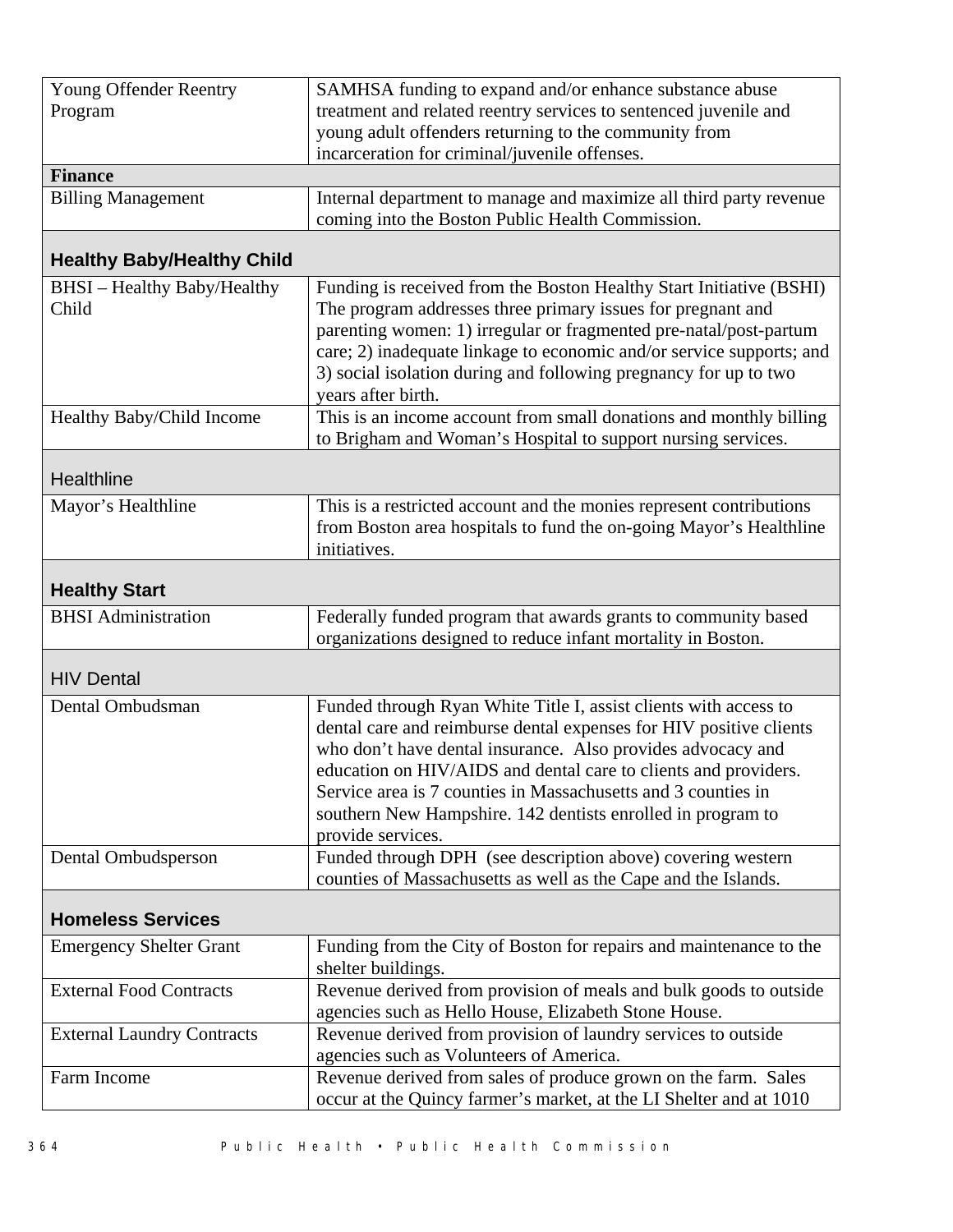| | |
|---|---|
| Young Offender Reentry Program | SAMHSA funding to expand and/or enhance substance abuse treatment and related reentry services to sentenced juvenile and young adult offenders returning to the community from incarceration for criminal/juvenile offenses. |
| **Finance** | |
| Billing Management | Internal department to manage and maximize all third party revenue coming into the Boston Public Health Commission. |
| **Healthy Baby/Healthy Child** | |
| BHSI – Healthy Baby/Healthy Child | Funding is received from the Boston Healthy Start Initiative (BSHI) The program addresses three primary issues for pregnant and parenting women: 1) irregular or fragmented pre-natal/post-partum care; 2) inadequate linkage to economic and/or service supports; and 3) social isolation during and following pregnancy for up to two years after birth. |
| Healthy Baby/Child Income | This is an income account from small donations and monthly billing to Brigham and Woman's Hospital to support nursing services. |
| Healthline | |
| Mayor's Healthline | This is a restricted account and the monies represent contributions from Boston area hospitals to fund the on-going Mayor's Healthline initiatives. |
| **Healthy Start** | |
| BHSI Administration | Federally funded program that awards grants to community based organizations designed to reduce infant mortality in Boston. |
| HIV Dental | |
| Dental Ombudsman | Funded through Ryan White Title I, assist clients with access to dental care and reimburse dental expenses for HIV positive clients who don't have dental insurance. Also provides advocacy and education on HIV/AIDS and dental care to clients and providers. Service area is 7 counties in Massachusetts and 3 counties in southern New Hampshire. 142 dentists enrolled in program to provide services. |
| Dental Ombudsperson | Funded through DPH (see description above) covering western counties of Massachusetts as well as the Cape and the Islands. |
| **Homeless Services** | |
| Emergency Shelter Grant | Funding from the City of Boston for repairs and maintenance to the shelter buildings. |
| External Food Contracts | Revenue derived from provision of meals and bulk goods to outside agencies such as Hello House, Elizabeth Stone House. |
| External Laundry Contracts | Revenue derived from provision of laundry services to outside agencies such as Volunteers of America. |
| Farm Income | Revenue derived from sales of produce grown on the farm. Sales occur at the Quincy farmer's market, at the LI Shelter and at 1010 |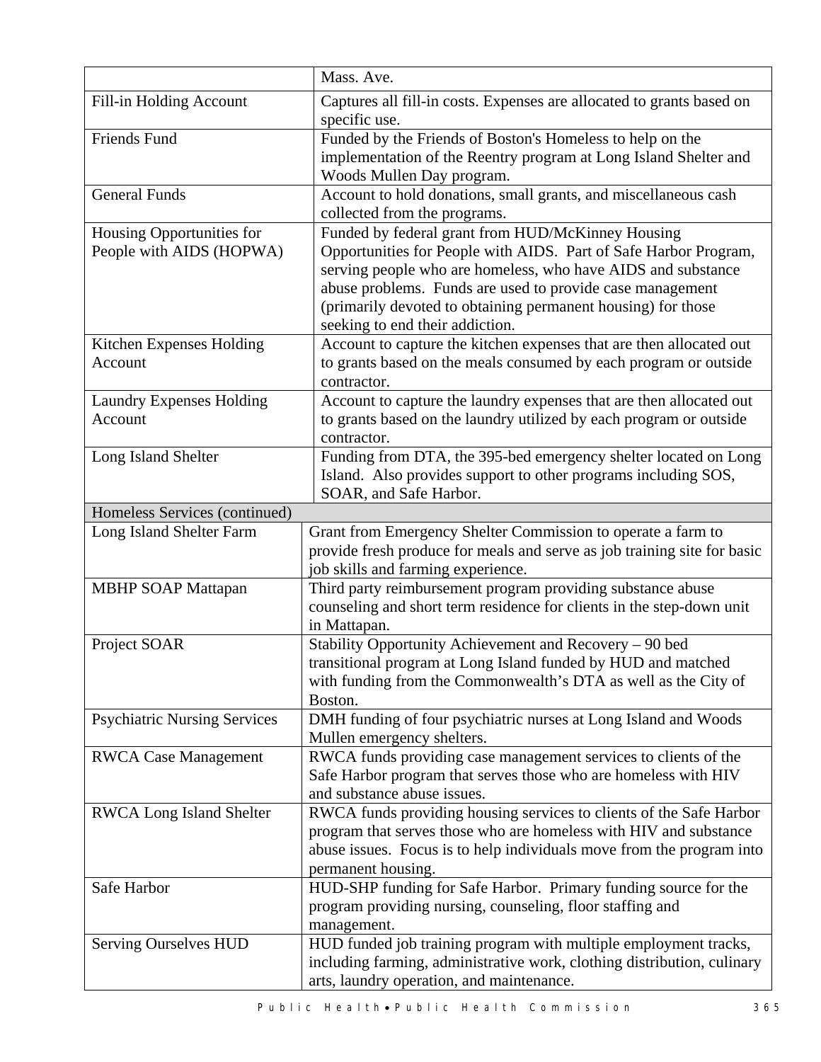| | |
|---|---|
| | Mass. Ave. |
| Fill-in Holding Account | Captures all fill-in costs. Expenses are allocated to grants based on specific use. |
| Friends Fund | Funded by the Friends of Boston's Homeless to help on the implementation of the Reentry program at Long Island Shelter and Woods Mullen Day program. |
| General Funds | Account to hold donations, small grants, and miscellaneous cash collected from the programs. |
| Housing Opportunities for People with AIDS (HOPWA) | Funded by federal grant from HUD/McKinney Housing Opportunities for People with AIDS. Part of Safe Harbor Program, serving people who are homeless, who have AIDS and substance abuse problems. Funds are used to provide case management (primarily devoted to obtaining permanent housing) for those seeking to end their addiction. |
| Kitchen Expenses Holding Account | Account to capture the kitchen expenses that are then allocated out to grants based on the meals consumed by each program or outside contractor. |
| Laundry Expenses Holding Account | Account to capture the laundry expenses that are then allocated out to grants based on the laundry utilized by each program or outside contractor. |
| Long Island Shelter | Funding from DTA, the 395-bed emergency shelter located on Long Island. Also provides support to other programs including SOS, SOAR, and Safe Harbor. |
| Homeless Services (continued) | |
| Long Island Shelter Farm | Grant from Emergency Shelter Commission to operate a farm to provide fresh produce for meals and serve as job training site for basic job skills and farming experience. |
| MBHP SOAP Mattapan | Third party reimbursement program providing substance abuse counseling and short term residence for clients in the step-down unit in Mattapan. |
| Project SOAR | Stability Opportunity Achievement and Recovery – 90 bed transitional program at Long Island funded by HUD and matched with funding from the Commonwealth's DTA as well as the City of Boston. |
| Psychiatric Nursing Services | DMH funding of four psychiatric nurses at Long Island and Woods Mullen emergency shelters. |
| RWCA Case Management | RWCA funds providing case management services to clients of the Safe Harbor program that serves those who are homeless with HIV and substance abuse issues. |
| RWCA Long Island Shelter | RWCA funds providing housing services to clients of the Safe Harbor program that serves those who are homeless with HIV and substance abuse issues. Focus is to help individuals move from the program into permanent housing. |
| Safe Harbor | HUD-SHP funding for Safe Harbor. Primary funding source for the program providing nursing, counseling, floor staffing and management. |
| Serving Ourselves HUD | HUD funded job training program with multiple employment tracks, including farming, administrative work, clothing distribution, culinary arts, laundry operation, and maintenance. |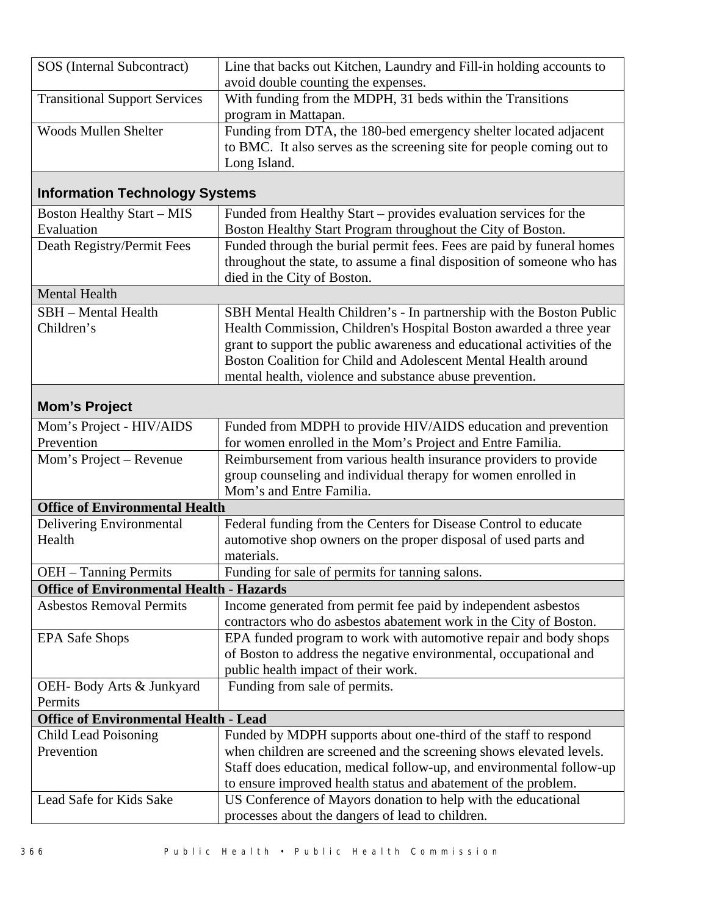| | |
|---|---|
| SOS (Internal Subcontract) | Line that backs out Kitchen, Laundry and Fill-in holding accounts to avoid double counting the expenses. |
| Transitional Support Services | With funding from the MDPH, 31 beds within the Transitions program in Mattapan. |
| Woods Mullen Shelter | Funding from DTA, the 180-bed emergency shelter located adjacent to BMC. It also serves as the screening site for people coming out to Long Island. |
| **Information Technology Systems** | |
| Boston Healthy Start – MIS Evaluation | Funded from Healthy Start – provides evaluation services for the Boston Healthy Start Program throughout the City of Boston. |
| Death Registry/Permit Fees | Funded through the burial permit fees. Fees are paid by funeral homes throughout the state, to assume a final disposition of someone who has died in the City of Boston. |
| Mental Health | |
| SBH – Mental Health Children's | SBH Mental Health Children's - In partnership with the Boston Public Health Commission, Children's Hospital Boston awarded a three year grant to support the public awareness and educational activities of the Boston Coalition for Child and Adolescent Mental Health around mental health, violence and substance abuse prevention. |
| **Mom's Project** | |
| Mom's Project - HIV/AIDS Prevention | Funded from MDPH to provide HIV/AIDS education and prevention for women enrolled in the Mom's Project and Entre Familia. |
| Mom's Project – Revenue | Reimbursement from various health insurance providers to provide group counseling and individual therapy for women enrolled in Mom's and Entre Familia. |
| **Office of Environmental Health** | |
| Delivering Environmental Health | Federal funding from the Centers for Disease Control to educate automotive shop owners on the proper disposal of used parts and materials. |
| OEH – Tanning Permits | Funding for sale of permits for tanning salons. |
| **Office of Environmental Health - Hazards** | |
| Asbestos Removal Permits | Income generated from permit fee paid by independent asbestos contractors who do asbestos abatement work in the City of Boston. |
| EPA Safe Shops | EPA funded program to work with automotive repair and body shops of Boston to address the negative environmental, occupational and public health impact of their work. |
| OEH- Body Arts & Junkyard Permits | Funding from sale of permits. |
| **Office of Environmental Health - Lead** | |
| Child Lead Poisoning Prevention | Funded by MDPH supports about one-third of the staff to respond when children are screened and the screening shows elevated levels. Staff does education, medical follow-up, and environmental follow-up to ensure improved health status and abatement of the problem. |
| Lead Safe for Kids Sake | US Conference of Mayors donation to help with the educational processes about the dangers of lead to children. |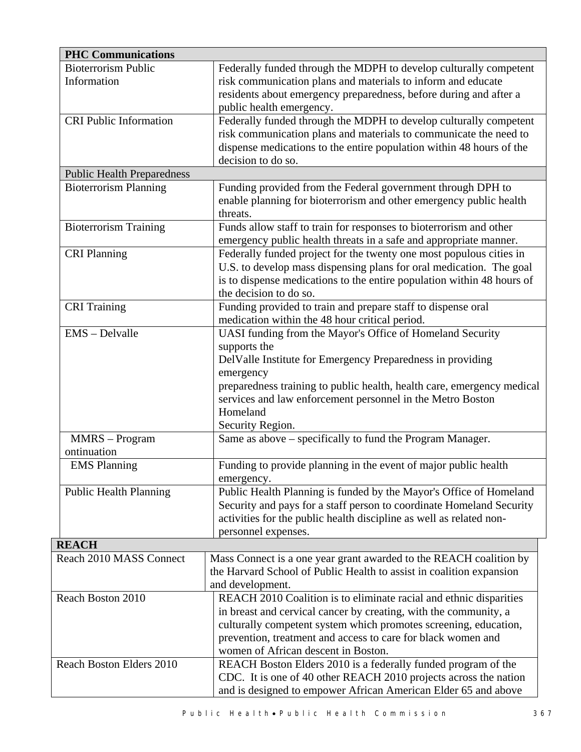| PHC Communications | |
|---|---|
| Bioterrorism Public Information | Federally funded through the MDPH to develop culturally competent risk communication plans and materials to inform and educate residents about emergency preparedness, before during and after a public health emergency. |
| CRI Public Information | Federally funded through the MDPH to develop culturally competent risk communication plans and materials to communicate the need to dispense medications to the entire population within 48 hours of the decision to do so. |
| Public Health Preparedness | |
| Bioterrorism Planning | Funding provided from the Federal government through DPH to enable planning for bioterrorism and other emergency public health threats. |
| Bioterrorism Training | Funds allow staff to train for responses to bioterrorism and other emergency public health threats in a safe and appropriate manner. |
| CRI Planning | Federally funded project for the twenty one most populous cities in U.S. to develop mass dispensing plans for oral medication. The goal is to dispense medications to the entire population within 48 hours of the decision to do so. |
| CRI Training | Funding provided to train and prepare staff to dispense oral medication within the 48 hour critical period. |
| EMS – Delvalle | UASI funding from the Mayor's Office of Homeland Security supports the DelValle Institute for Emergency Preparedness in providing emergency preparedness training to public health, health care, emergency medical services and law enforcement personnel in the Metro Boston Homeland Security Region. |
| MMRS – Program ontinuation | Same as above – specifically to fund the Program Manager. |
| EMS Planning | Funding to provide planning in the event of major public health emergency. |
| Public Health Planning | Public Health Planning is funded by the Mayor's Office of Homeland Security and pays for a staff person to coordinate Homeland Security activities for the public health discipline as well as related non-personnel expenses. |

| REACH | |
|---|---|
| Reach 2010 MASS Connect | Mass Connect is a one year grant awarded to the REACH coalition by the Harvard School of Public Health to assist in coalition expansion and development. |
| Reach Boston 2010 | REACH 2010 Coalition is to eliminate racial and ethnic disparities in breast and cervical cancer by creating, with the community, a culturally competent system which promotes screening, education, prevention, treatment and access to care for black women and women of African descent in Boston. |
| Reach Boston Elders 2010 | REACH Boston Elders 2010 is a federally funded program of the CDC. It is one of 40 other REACH 2010 projects across the nation and is designed to empower African American Elder 65 and above |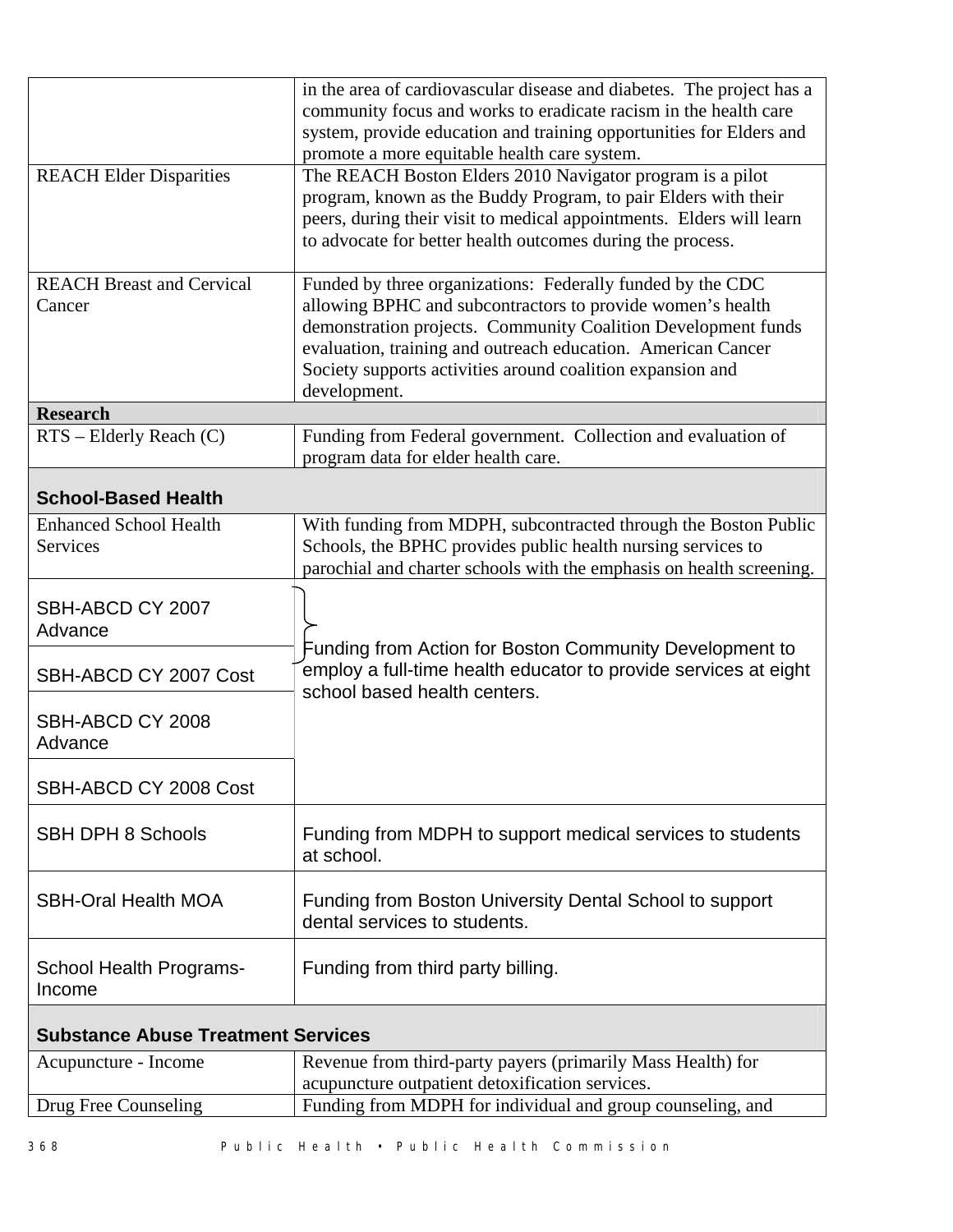| | |
|---|---|
| | in the area of cardiovascular disease and diabetes. The project has a community focus and works to eradicate racism in the health care system, provide education and training opportunities for Elders and promote a more equitable health care system. |
| REACH Elder Disparities | The REACH Boston Elders 2010 Navigator program is a pilot program, known as the Buddy Program, to pair Elders with their peers, during their visit to medical appointments. Elders will learn to advocate for better health outcomes during the process. |
| REACH Breast and Cervical Cancer | Funded by three organizations: Federally funded by the CDC allowing BPHC and subcontractors to provide women's health demonstration projects. Community Coalition Development funds evaluation, training and outreach education. American Cancer Society supports activities around coalition expansion and development. |
| **Research** | |
| RTS – Elderly Reach (C) | Funding from Federal government. Collection and evaluation of program data for elder health care. |
| **School-Based Health** | |
| Enhanced School Health Services | With funding from MDPH, subcontracted through the Boston Public Schools, the BPHC provides public health nursing services to parochial and charter schools with the emphasis on health screening. |
| SBH-ABCD CY 2007 Advance | Funding from Action for Boston Community Development to employ a full-time health educator to provide services at eight school based health centers. |
| SBH-ABCD CY 2007 Cost | |
| SBH-ABCD CY 2008 Advance | |
| SBH-ABCD CY 2008 Cost | |
| SBH DPH 8 Schools | Funding from MDPH to support medical services to students at school. |
| SBH-Oral Health MOA | Funding from Boston University Dental School to support dental services to students. |
| School Health Programs-Income | Funding from third party billing. |
| **Substance Abuse Treatment Services** | |
| Acupuncture - Income | Revenue from third-party payers (primarily Mass Health) for acupuncture outpatient detoxification services. |
| Drug Free Counseling | Funding from MDPH for individual and group counseling, and |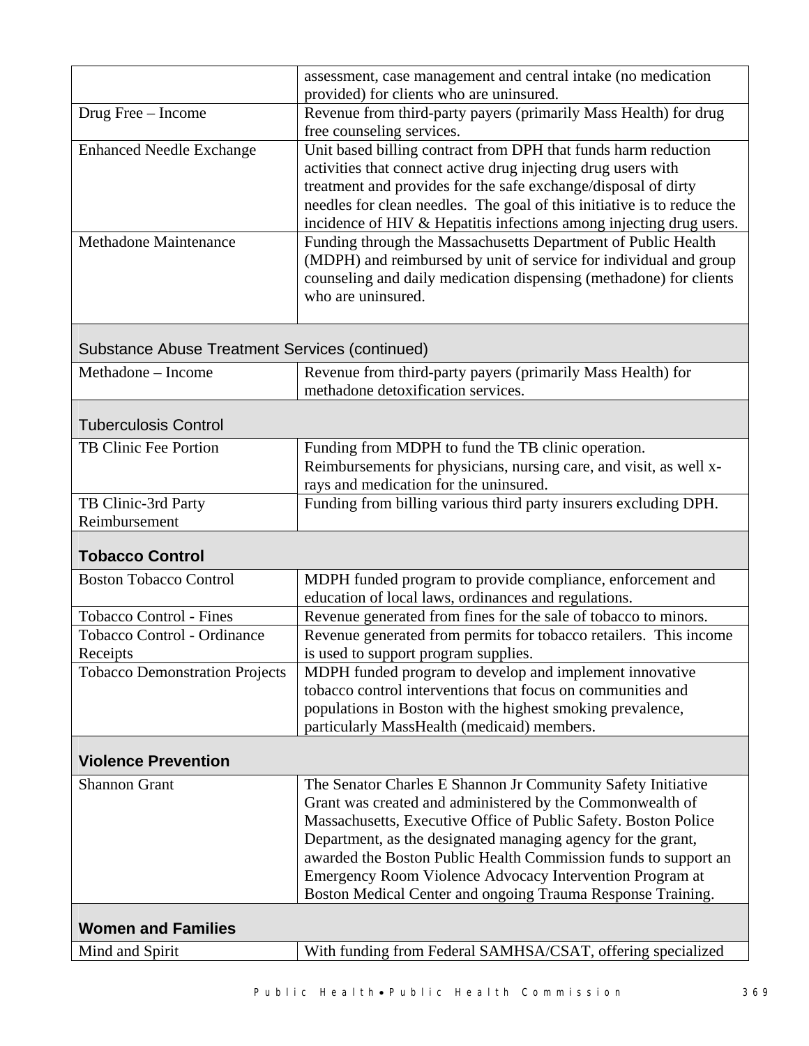| | |
|---|---|
| | assessment, case management and central intake (no medication provided) for clients who are uninsured. |
| Drug Free – Income | Revenue from third-party payers (primarily Mass Health) for drug free counseling services. |
| Enhanced Needle Exchange | Unit based billing contract from DPH that funds harm reduction activities that connect active drug injecting drug users with treatment and provides for the safe exchange/disposal of dirty needles for clean needles. The goal of this initiative is to reduce the incidence of HIV & Hepatitis infections among injecting drug users. |
| Methadone Maintenance | Funding through the Massachusetts Department of Public Health (MDPH) and reimbursed by unit of service for individual and group counseling and daily medication dispensing (methadone) for clients who are uninsured. |
| **Substance Abuse Treatment Services (continued)** | |
| Methadone – Income | Revenue from third-party payers (primarily Mass Health) for methadone detoxification services. |
| **Tuberculosis Control** | |
| TB Clinic Fee Portion | Funding from MDPH to fund the TB clinic operation. Reimbursements for physicians, nursing care, and visit, as well x-rays and medication for the uninsured. |
| TB Clinic-3rd Party Reimbursement | Funding from billing various third party insurers excluding DPH. |
| **Tobacco Control** | |
| Boston Tobacco Control | MDPH funded program to provide compliance, enforcement and education of local laws, ordinances and regulations. |
| Tobacco Control - Fines | Revenue generated from fines for the sale of tobacco to minors. |
| Tobacco Control - Ordinance Receipts | Revenue generated from permits for tobacco retailers. This income is used to support program supplies. |
| Tobacco Demonstration Projects | MDPH funded program to develop and implement innovative tobacco control interventions that focus on communities and populations in Boston with the highest smoking prevalence, particularly MassHealth (medicaid) members. |
| **Violence Prevention** | |
| Shannon Grant | The Senator Charles E Shannon Jr Community Safety Initiative Grant was created and administered by the Commonwealth of Massachusetts, Executive Office of Public Safety. Boston Police Department, as the designated managing agency for the grant, awarded the Boston Public Health Commission funds to support an Emergency Room Violence Advocacy Intervention Program at Boston Medical Center and ongoing Trauma Response Training. |
| **Women and Families** | |
| Mind and Spirit | With funding from Federal SAMHSA/CSAT, offering specialized |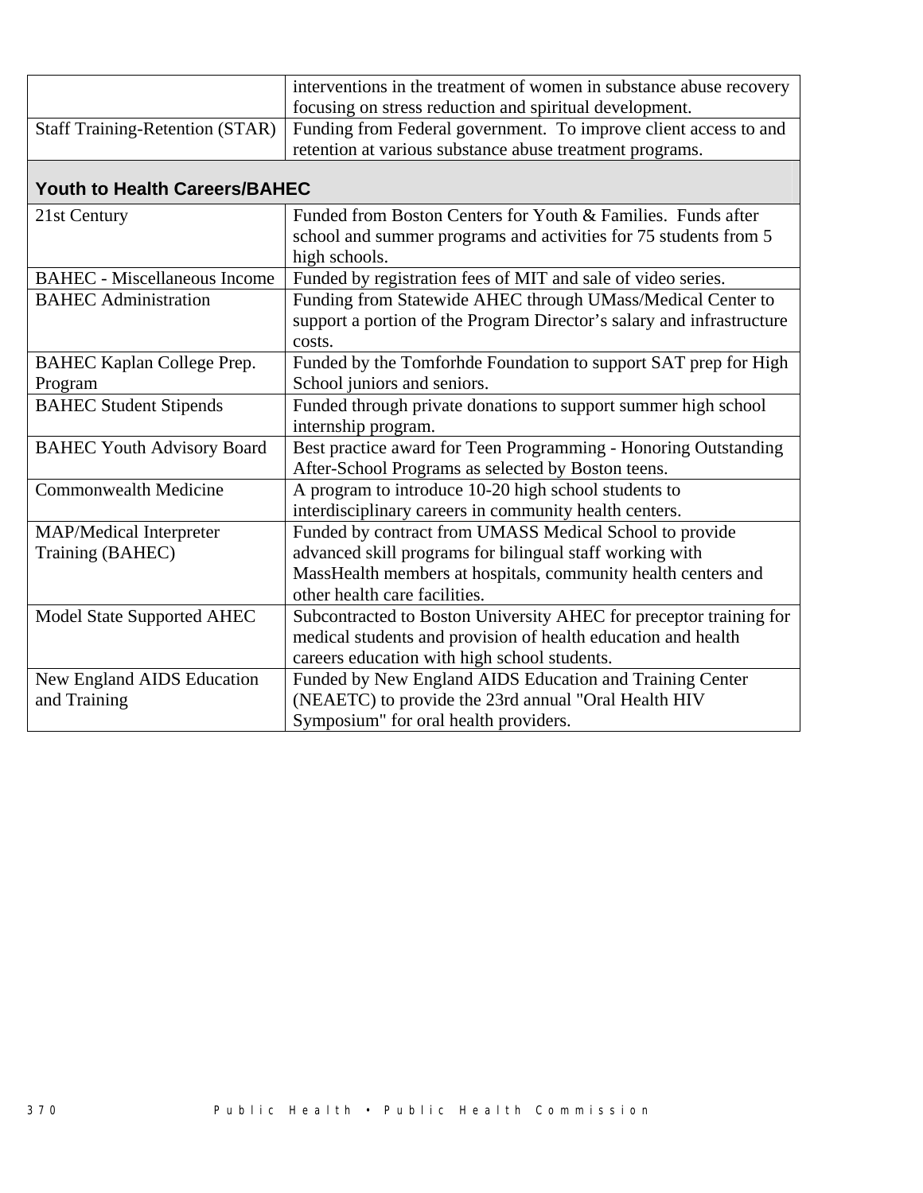| | |
|---|---|
| | interventions in the treatment of women in substance abuse recovery focusing on stress reduction and spiritual development. |
| Staff Training-Retention (STAR) | Funding from Federal government. To improve client access to and retention at various substance abuse treatment programs. |

## Youth to Health Careers/BAHEC

| | |
|---|---|
| 21st Century | Funded from Boston Centers for Youth & Families. Funds after school and summer programs and activities for 75 students from 5 high schools. |
| BAHEC - Miscellaneous Income | Funded by registration fees of MIT and sale of video series. |
| BAHEC Administration | Funding from Statewide AHEC through UMass/Medical Center to support a portion of the Program Director's salary and infrastructure costs. |
| BAHEC Kaplan College Prep. Program | Funded by the Tomforhde Foundation to support SAT prep for High School juniors and seniors. |
| BAHEC Student Stipends | Funded through private donations to support summer high school internship program. |
| BAHEC Youth Advisory Board | Best practice award for Teen Programming - Honoring Outstanding After-School Programs as selected by Boston teens. |
| Commonwealth Medicine | A program to introduce 10-20 high school students to interdisciplinary careers in community health centers. |
| MAP/Medical Interpreter Training (BAHEC) | Funded by contract from UMASS Medical School to provide advanced skill programs for bilingual staff working with MassHealth members at hospitals, community health centers and other health care facilities. |
| Model State Supported AHEC | Subcontracted to Boston University AHEC for preceptor training for medical students and provision of health education and health careers education with high school students. |
| New England AIDS Education and Training | Funded by New England AIDS Education and Training Center (NEAETC) to provide the 23rd annual "Oral Health HIV Symposium" for oral health providers. |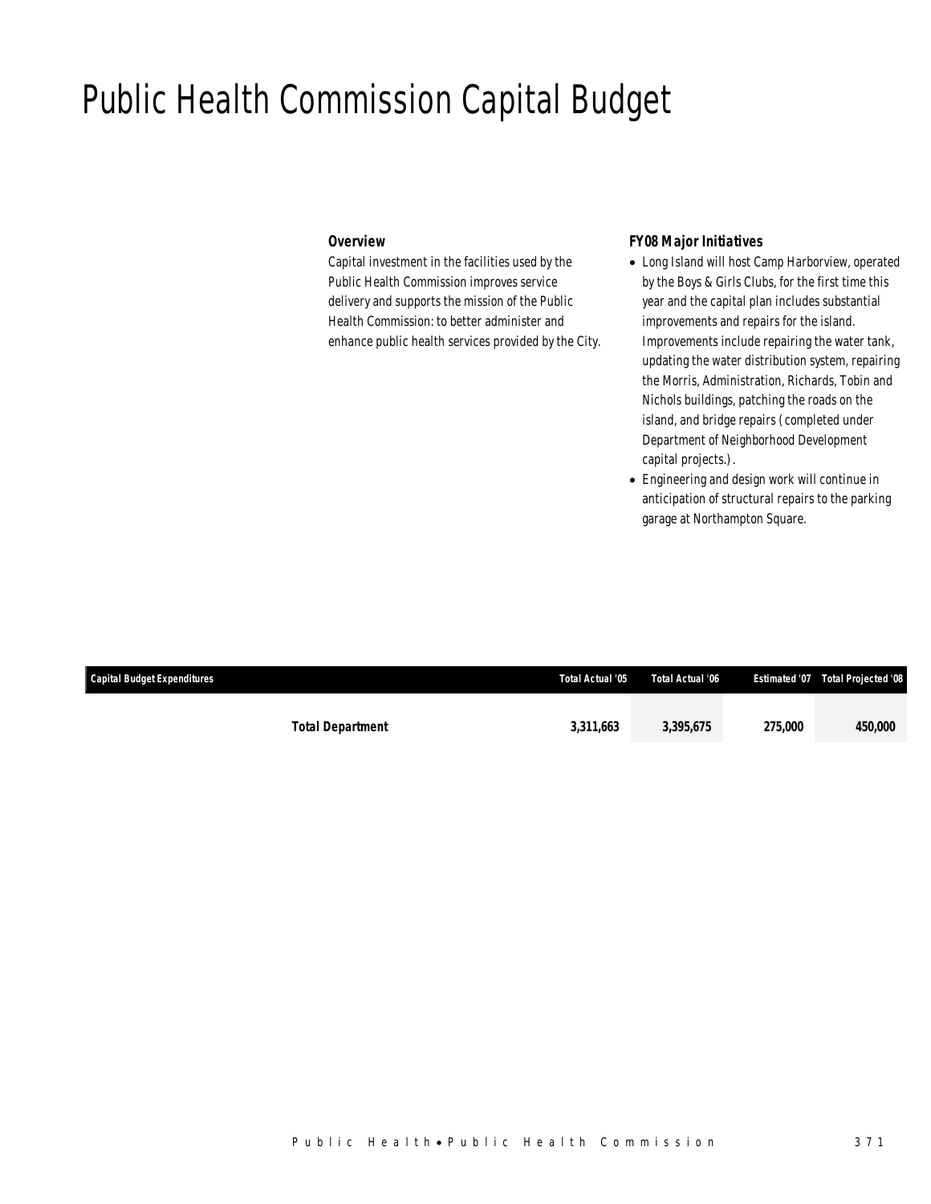# Public Health Commission Capital Budget

### Overview

Capital investment in the facilities used by the Public Health Commission improves service delivery and supports the mission of the Public Health Commission: to better administer and enhance public health services provided by the City.

### FY08 Major Initiatives

- Long Island will host Camp Harborview, operated by the Boys & Girls Clubs, for the first time this year and the capital plan includes substantial improvements and repairs for the island. Improvements include repairing the water tank, updating the water distribution system, repairing the Morris, Administration, Richards, Tobin and Nichols buildings, patching the roads on the island, and bridge repairs (completed under Department of Neighborhood Development capital projects.).
- Engineering and design work will continue in anticipation of structural repairs to the parking garage at Northampton Square.

| Capital Budget Expenditures | Total Actual '05 | Total Actual '06 | Estimated '07 | Total Projected '08 |
|---|---|---|---|---|
| **Total Department** | **3,311,663** | **3,395,675** | **275,000** | **450,000** |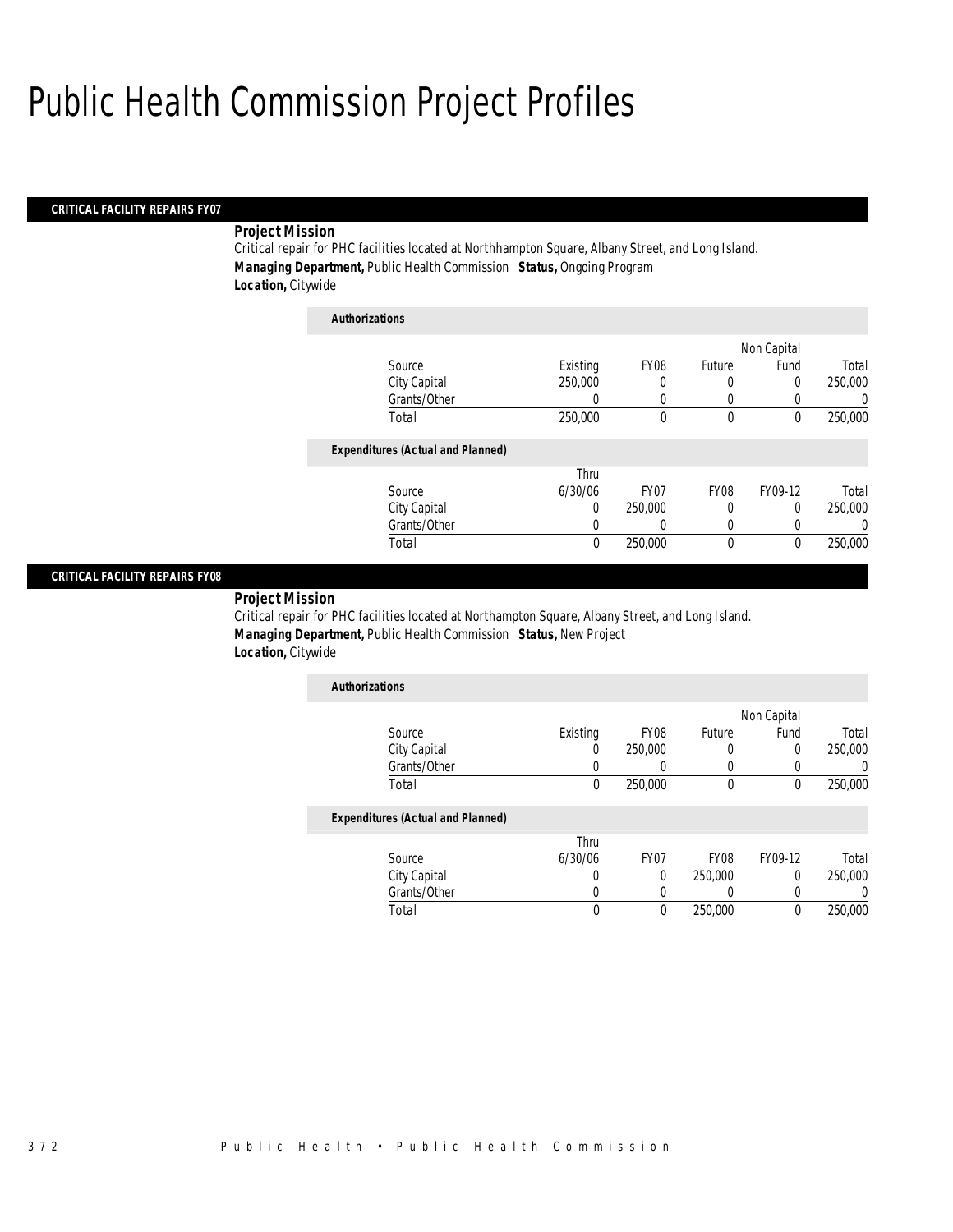# Public Health Commission Project Profiles

## CRITICAL FACILITY REPAIRS FY07

***Project Mission***

Critical repair for PHC facilities located at Northhampton Square, Albany Street, and Long Island.

***Managing Department,*** Public Health Commission ***Status,*** Ongoing Program

***Location,*** Citywide

***Authorizations***

| Source | Existing | FY08 | Future | Non Capital Fund | Total |
|---|---|---|---|---|---|
| City Capital | 250,000 | 0 | 0 | 0 | 250,000 |
| Grants/Other | 0 | 0 | 0 | 0 | 0 |
| Total | 250,000 | 0 | 0 | 0 | 250,000 |

***Expenditures (Actual and Planned)***

| Source | Thru 6/30/06 | FY07 | FY08 | FY09-12 | Total |
|---|---|---|---|---|---|
| City Capital | 0 | 250,000 | 0 | 0 | 250,000 |
| Grants/Other | 0 | 0 | 0 | 0 | 0 |
| Total | 0 | 250,000 | 0 | 0 | 250,000 |

## CRITICAL FACILITY REPAIRS FY08

***Project Mission***

Critical repair for PHC facilities located at Northampton Square, Albany Street, and Long Island.

***Managing Department,*** Public Health Commission ***Status,*** New Project

***Location,*** Citywide

***Authorizations***

| Source | Existing | FY08 | Future | Non Capital Fund | Total |
|---|---|---|---|---|---|
| City Capital | 0 | 250,000 | 0 | 0 | 250,000 |
| Grants/Other | 0 | 0 | 0 | 0 | 0 |
| Total | 0 | 250,000 | 0 | 0 | 250,000 |

***Expenditures (Actual and Planned)***

| Source | Thru 6/30/06 | FY07 | FY08 | FY09-12 | Total |
|---|---|---|---|---|---|
| City Capital | 0 | 0 | 250,000 | 0 | 250,000 |
| Grants/Other | 0 | 0 | 0 | 0 | 0 |
| Total | 0 | 0 | 250,000 | 0 | 250,000 |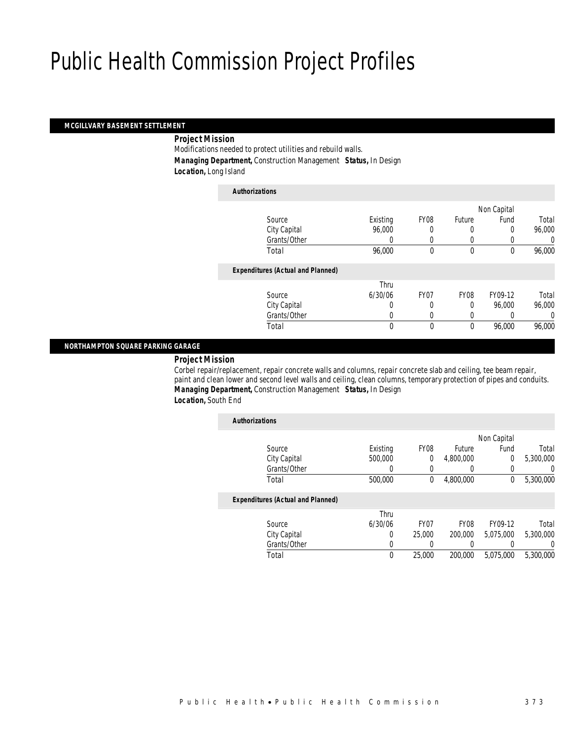# Public Health Commission Project Profiles

## MCGILLVARY BASEMENT SETTLEMENT

***Project Mission***

Modifications needed to protect utilities and rebuild walls.

***Managing Department,*** Construction Management ***Status,*** In Design

***Location,*** Long Island

***Authorizations***

| Source | Existing | FY08 | Future | Non Capital Fund | Total |
|---|---|---|---|---|---|
| City Capital | 96,000 | 0 | 0 | 0 | 96,000 |
| Grants/Other | 0 | 0 | 0 | 0 | 0 |
| Total | 96,000 | 0 | 0 | 0 | 96,000 |

***Expenditures (Actual and Planned)***

| Source | Thru 6/30/06 | FY07 | FY08 | FY09-12 | Total |
|---|---|---|---|---|---|
| City Capital | 0 | 0 | 0 | 96,000 | 96,000 |
| Grants/Other | 0 | 0 | 0 | 0 | 0 |
| Total | 0 | 0 | 0 | 96,000 | 96,000 |

## NORTHAMPTON SQUARE PARKING GARAGE

***Project Mission***

Corbel repair/replacement, repair concrete walls and columns, repair concrete slab and ceiling, tee beam repair, paint and clean lower and second level walls and ceiling, clean columns, temporary protection of pipes and conduits.

***Managing Department,*** Construction Management ***Status,*** In Design

***Location,*** South End

***Authorizations***

| Source | Existing | FY08 | Future | Non Capital Fund | Total |
|---|---|---|---|---|---|
| City Capital | 500,000 | 0 | 4,800,000 | 0 | 5,300,000 |
| Grants/Other | 0 | 0 | 0 | 0 | 0 |
| Total | 500,000 | 0 | 4,800,000 | 0 | 5,300,000 |

***Expenditures (Actual and Planned)***

| Source | Thru 6/30/06 | FY07 | FY08 | FY09-12 | Total |
|---|---|---|---|---|---|
| City Capital | 0 | 25,000 | 200,000 | 5,075,000 | 5,300,000 |
| Grants/Other | 0 | 0 | 0 | 0 | 0 |
| Total | 0 | 25,000 | 200,000 | 5,075,000 | 5,300,000 |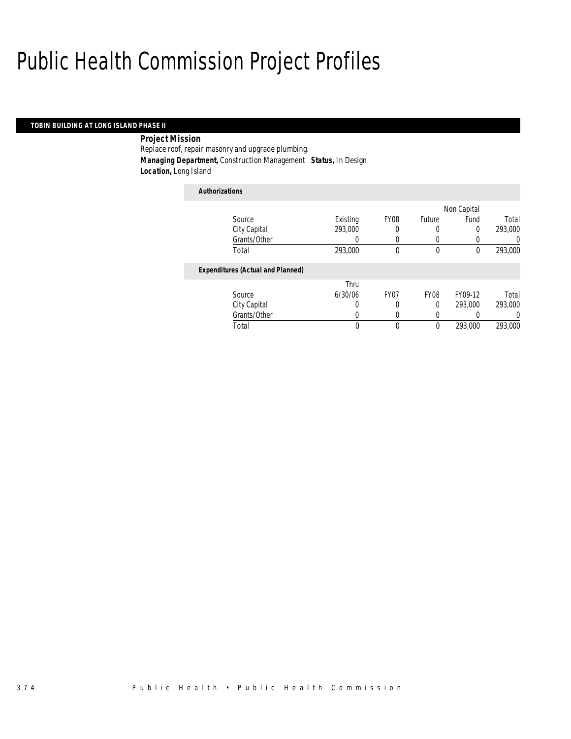# Public Health Commission Project Profiles

## TOBIN BUILDING AT LONG ISLAND PHASE II

**Project Mission**
Replace roof, repair masonry and upgrade plumbing.
***Managing Department,*** Construction Management ***Status,*** In Design
***Location,*** Long Island

***Authorizations***

| Source | Existing | FY08 | Future | Non Capital Fund | Total |
|---|---|---|---|---|---|
| City Capital | 293,000 | 0 | 0 | 0 | 293,000 |
| Grants/Other | 0 | 0 | 0 | 0 | 0 |
| Total | 293,000 | 0 | 0 | 0 | 293,000 |

***Expenditures (Actual and Planned)***

| Source | Thru 6/30/06 | FY07 | FY08 | FY09-12 | Total |
|---|---|---|---|---|---|
| City Capital | 0 | 0 | 0 | 293,000 | 293,000 |
| Grants/Other | 0 | 0 | 0 | 0 | 0 |
| Total | 0 | 0 | 0 | 293,000 | 293,000 |